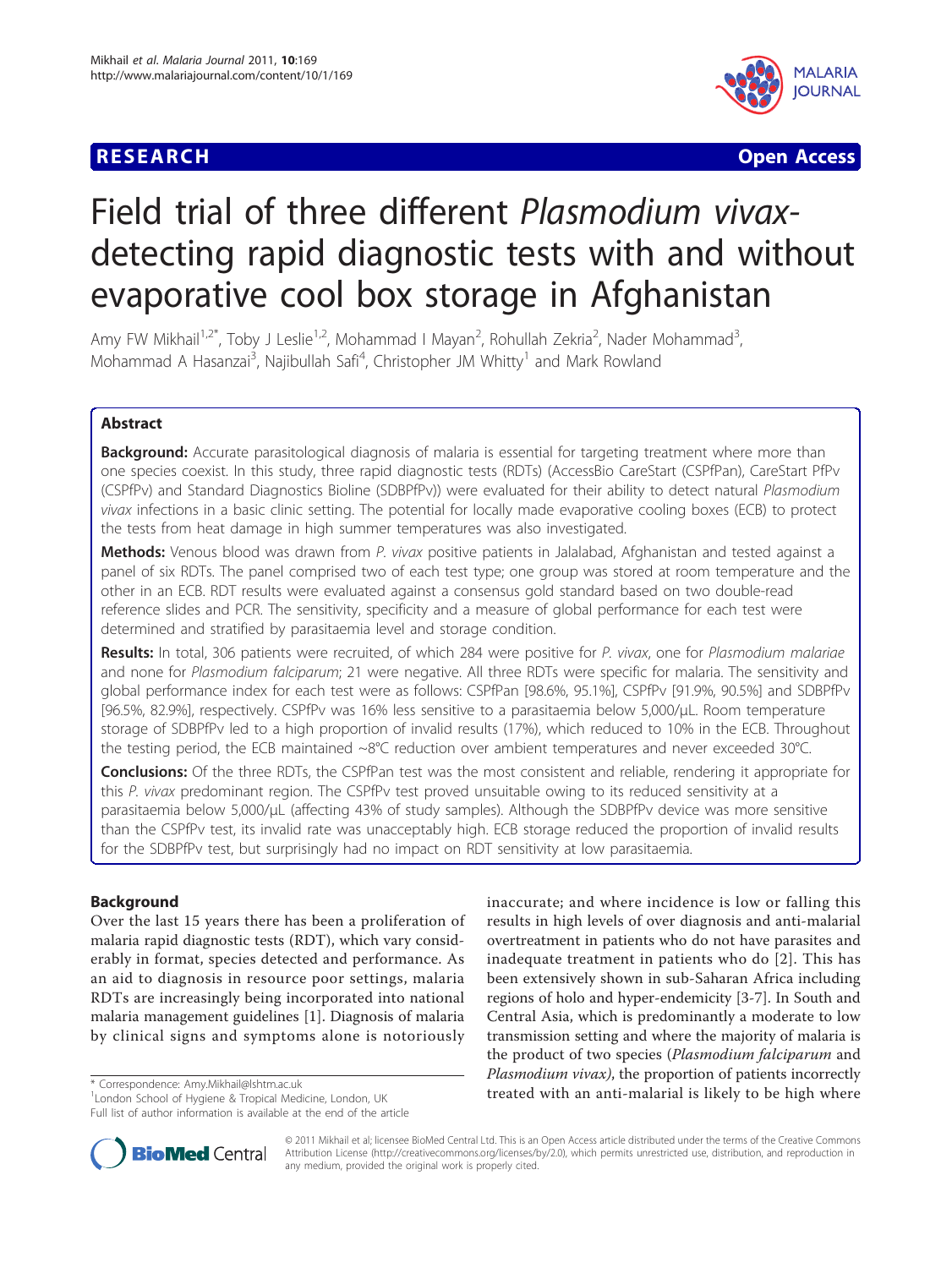**RESEARCH** **Open Access**

# Field trial of three different *Plasmodium vivax*-detecting rapid diagnostic tests with and without evaporative cool box storage in Afghanistan

Amy FW Mikhail[1,2*], Toby J Leslie[1,2], Mohammad I Mayan[2], Rohullah Zekria[2], Nader Mohammad[3], Mohammad A Hasanzai[3], Najibullah Safi[4], Christopher JM Whitty[1] and Mark Rowland

## Abstract

**Background:** Accurate parasitological diagnosis of malaria is essential for targeting treatment where more than one species coexist. In this study, three rapid diagnostic tests (RDTs) (AccessBio CareStart (CSPfPan), CareStart PfPv (CSPfPv) and Standard Diagnostics Bioline (SDBPfPv)) were evaluated for their ability to detect natural *Plasmodium vivax* infections in a basic clinic setting. The potential for locally made evaporative cooling boxes (ECB) to protect the tests from heat damage in high summer temperatures was also investigated.

**Methods:** Venous blood was drawn from *P. vivax* positive patients in Jalalabad, Afghanistan and tested against a panel of six RDTs. The panel comprised two of each test type; one group was stored at room temperature and the other in an ECB. RDT results were evaluated against a consensus gold standard based on two double-read reference slides and PCR. The sensitivity, specificity and a measure of global performance for each test were determined and stratified by parasitaemia level and storage condition.

**Results:** In total, 306 patients were recruited, of which 284 were positive for *P. vivax*, one for *Plasmodium malariae* and none for *Plasmodium falciparum*; 21 were negative. All three RDTs were specific for malaria. The sensitivity and global performance index for each test were as follows: CSPfPan [98.6%, 95.1%], CSPfPv [91.9%, 90.5%] and SDBPfPv [96.5%, 82.9%], respectively. CSPfPv was 16% less sensitive to a parasitaemia below 5,000/μL. Room temperature storage of SDBPfPv led to a high proportion of invalid results (17%), which reduced to 10% in the ECB. Throughout the testing period, the ECB maintained ~8°C reduction over ambient temperatures and never exceeded 30°C.

**Conclusions:** Of the three RDTs, the CSPfPan test was the most consistent and reliable, rendering it appropriate for this *P. vivax* predominant region. The CSPfPv test proved unsuitable owing to its reduced sensitivity at a parasitaemia below 5,000/μL (affecting 43% of study samples). Although the SDBPfPv device was more sensitive than the CSPfPv test, its invalid rate was unacceptably high. ECB storage reduced the proportion of invalid results for the SDBPfPv test, but surprisingly had no impact on RDT sensitivity at low parasitaemia.

## Background

Over the last 15 years there has been a proliferation of malaria rapid diagnostic tests (RDT), which vary considerably in format, species detected and performance. As an aid to diagnosis in resource poor settings, malaria RDTs are increasingly being incorporated into national malaria management guidelines [1]. Diagnosis of malaria by clinical signs and symptoms alone is notoriously inaccurate; and where incidence is low or falling this results in high levels of over diagnosis and anti-malarial overtreatment in patients who do not have parasites and inadequate treatment in patients who do [2]. This has been extensively shown in sub-Saharan Africa including regions of holo and hyper-endemicity [3-7]. In South and Central Asia, which is predominantly a moderate to low transmission setting and where the majority of malaria is the product of two species (*Plasmodium falciparum* and *Plasmodium vivax)*, the proportion of patients incorrectly treated with an anti-malarial is likely to be high where

\* Correspondence: Amy.Mikhail@lshtm.ac.uk
[1]London School of Hygiene & Tropical Medicine, London, UK
Full list of author information is available at the end of the article

© 2011 Mikhail et al; licensee BioMed Central Ltd. This is an Open Access article distributed under the terms of the Creative Commons Attribution License (http://creativecommons.org/licenses/by/2.0), which permits unrestricted use, distribution, and reproduction in any medium, provided the original work is properly cited.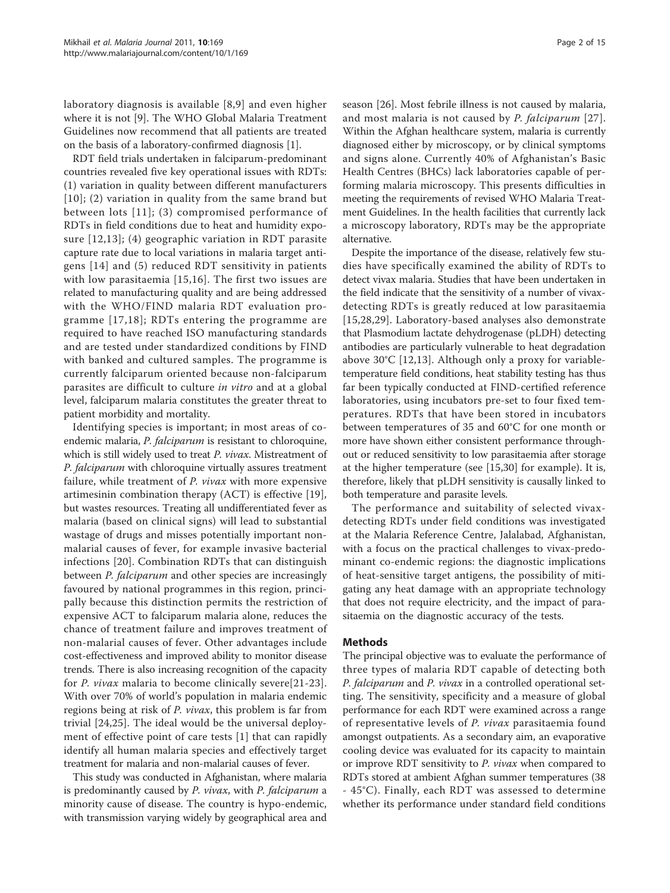laboratory diagnosis is available [8,9] and even higher where it is not [9]. The WHO Global Malaria Treatment Guidelines now recommend that all patients are treated on the basis of a laboratory-confirmed diagnosis [1].

RDT field trials undertaken in falciparum-predominant countries revealed five key operational issues with RDTs: (1) variation in quality between different manufacturers [10]; (2) variation in quality from the same brand but between lots [11]; (3) compromised performance of RDTs in field conditions due to heat and humidity exposure [12,13]; (4) geographic variation in RDT parasite capture rate due to local variations in malaria target antigens [14] and (5) reduced RDT sensitivity in patients with low parasitaemia [15,16]. The first two issues are related to manufacturing quality and are being addressed with the WHO/FIND malaria RDT evaluation programme [17,18]; RDTs entering the programme are required to have reached ISO manufacturing standards and are tested under standardized conditions by FIND with banked and cultured samples. The programme is currently falciparum oriented because non-falciparum parasites are difficult to culture *in vitro* and at a global level, falciparum malaria constitutes the greater threat to patient morbidity and mortality.

Identifying species is important; in most areas of co-endemic malaria, *P. falciparum* is resistant to chloroquine, which is still widely used to treat *P. vivax*. Mistreatment of *P. falciparum* with chloroquine virtually assures treatment failure, while treatment of *P. vivax* with more expensive artimesinin combination therapy (ACT) is effective [19], but wastes resources. Treating all undifferentiated fever as malaria (based on clinical signs) will lead to substantial wastage of drugs and misses potentially important non-malarial causes of fever, for example invasive bacterial infections [20]. Combination RDTs that can distinguish between *P. falciparum* and other species are increasingly favoured by national programmes in this region, principally because this distinction permits the restriction of expensive ACT to falciparum malaria alone, reduces the chance of treatment failure and improves treatment of non-malarial causes of fever. Other advantages include cost-effectiveness and improved ability to monitor disease trends. There is also increasing recognition of the capacity for *P. vivax* malaria to become clinically severe[21-23]. With over 70% of world's population in malaria endemic regions being at risk of *P. vivax*, this problem is far from trivial [24,25]. The ideal would be the universal deployment of effective point of care tests [1] that can rapidly identify all human malaria species and effectively target treatment for malaria and non-malarial causes of fever.

This study was conducted in Afghanistan, where malaria is predominantly caused by *P. vivax*, with *P. falciparum* a minority cause of disease. The country is hypo-endemic, with transmission varying widely by geographical area and season [26]. Most febrile illness is not caused by malaria, and most malaria is not caused by *P. falciparum* [27]. Within the Afghan healthcare system, malaria is currently diagnosed either by microscopy, or by clinical symptoms and signs alone. Currently 40% of Afghanistan's Basic Health Centres (BHCs) lack laboratories capable of performing malaria microscopy. This presents difficulties in meeting the requirements of revised WHO Malaria Treatment Guidelines. In the health facilities that currently lack a microscopy laboratory, RDTs may be the appropriate alternative.

Despite the importance of the disease, relatively few studies have specifically examined the ability of RDTs to detect vivax malaria. Studies that have been undertaken in the field indicate that the sensitivity of a number of vivax-detecting RDTs is greatly reduced at low parasitaemia [15,28,29]. Laboratory-based analyses also demonstrate that Plasmodium lactate dehydrogenase (pLDH) detecting antibodies are particularly vulnerable to heat degradation above 30°C [12,13]. Although only a proxy for variable-temperature field conditions, heat stability testing has thus far been typically conducted at FIND-certified reference laboratories, using incubators pre-set to four fixed temperatures. RDTs that have been stored in incubators between temperatures of 35 and 60°C for one month or more have shown either consistent performance throughout or reduced sensitivity to low parasitaemia after storage at the higher temperature (see [15,30] for example). It is, therefore, likely that pLDH sensitivity is causally linked to both temperature and parasite levels.

The performance and suitability of selected vivax-detecting RDTs under field conditions was investigated at the Malaria Reference Centre, Jalalabad, Afghanistan, with a focus on the practical challenges to vivax-predominant co-endemic regions: the diagnostic implications of heat-sensitive target antigens, the possibility of mitigating any heat damage with an appropriate technology that does not require electricity, and the impact of parasitaemia on the diagnostic accuracy of the tests.

## Methods

The principal objective was to evaluate the performance of three types of malaria RDT capable of detecting both *P. falciparum* and *P. vivax* in a controlled operational setting. The sensitivity, specificity and a measure of global performance for each RDT were examined across a range of representative levels of *P. vivax* parasitaemia found amongst outpatients. As a secondary aim, an evaporative cooling device was evaluated for its capacity to maintain or improve RDT sensitivity to *P. vivax* when compared to RDTs stored at ambient Afghan summer temperatures (38 - 45°C). Finally, each RDT was assessed to determine whether its performance under standard field conditions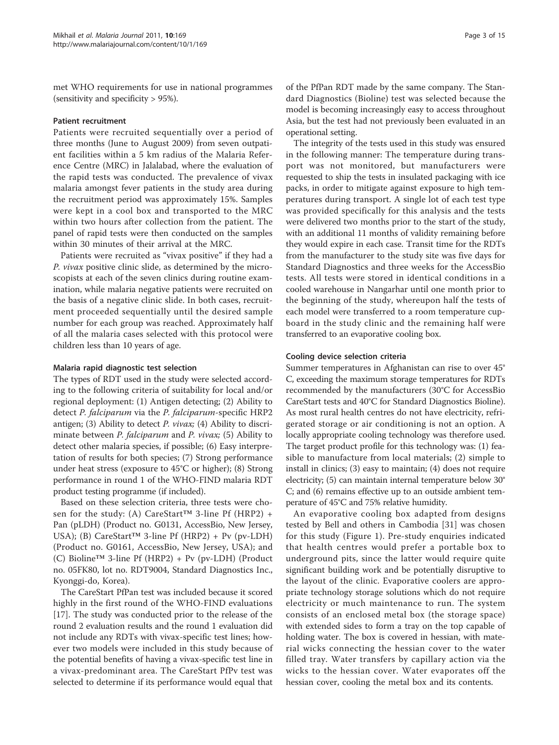met WHO requirements for use in national programmes (sensitivity and specificity > 95%).

### Patient recruitment

Patients were recruited sequentially over a period of three months (June to August 2009) from seven outpatient facilities within a 5 km radius of the Malaria Reference Centre (MRC) in Jalalabad, where the evaluation of the rapid tests was conducted. The prevalence of vivax malaria amongst fever patients in the study area during the recruitment period was approximately 15%. Samples were kept in a cool box and transported to the MRC within two hours after collection from the patient. The panel of rapid tests were then conducted on the samples within 30 minutes of their arrival at the MRC.

Patients were recruited as "vivax positive" if they had a *P. vivax* positive clinic slide, as determined by the microscopists at each of the seven clinics during routine examination, while malaria negative patients were recruited on the basis of a negative clinic slide. In both cases, recruitment proceeded sequentially until the desired sample number for each group was reached. Approximately half of all the malaria cases selected with this protocol were children less than 10 years of age.

### Malaria rapid diagnostic test selection

The types of RDT used in the study were selected according to the following criteria of suitability for local and/or regional deployment: (1) Antigen detecting; (2) Ability to detect *P. falciparum* via the *P. falciparum*-specific HRP2 antigen; (3) Ability to detect *P. vivax;* (4) Ability to discriminate between *P. falciparum* and *P. vivax;* (5) Ability to detect other malaria species, if possible; (6) Easy interpretation of results for both species; (7) Strong performance under heat stress (exposure to 45°C or higher); (8) Strong performance in round 1 of the WHO-FIND malaria RDT product testing programme (if included).

Based on these selection criteria, three tests were chosen for the study: (A) CareStart™ 3-line Pf (HRP2) + Pan (pLDH) (Product no. G0131, AccessBio, New Jersey, USA); (B) CareStart™ 3-line Pf (HRP2) + Pv (pv-LDH) (Product no. G0161, AccessBio, New Jersey, USA); and (C) Bioline™ 3-line Pf (HRP2) + Pv (pv-LDH) (Product no. 05FK80, lot no. RDT9004, Standard Diagnostics Inc., Kyonggi-do, Korea).

The CareStart PfPan test was included because it scored highly in the first round of the WHO-FIND evaluations [17]. The study was conducted prior to the release of the round 2 evaluation results and the round 1 evaluation did not include any RDTs with vivax-specific test lines; however two models were included in this study because of the potential benefits of having a vivax-specific test line in a vivax-predominant area. The CareStart PfPv test was selected to determine if its performance would equal that of the PfPan RDT made by the same company. The Standard Diagnostics (Bioline) test was selected because the model is becoming increasingly easy to access throughout Asia, but the test had not previously been evaluated in an operational setting.

The integrity of the tests used in this study was ensured in the following manner: The temperature during transport was not monitored, but manufacturers were requested to ship the tests in insulated packaging with ice packs, in order to mitigate against exposure to high temperatures during transport. A single lot of each test type was provided specifically for this analysis and the tests were delivered two months prior to the start of the study, with an additional 11 months of validity remaining before they would expire in each case. Transit time for the RDTs from the manufacturer to the study site was five days for Standard Diagnostics and three weeks for the AccessBio tests. All tests were stored in identical conditions in a cooled warehouse in Nangarhar until one month prior to the beginning of the study, whereupon half the tests of each model were transferred to a room temperature cupboard in the study clinic and the remaining half were transferred to an evaporative cooling box.

### Cooling device selection criteria

Summer temperatures in Afghanistan can rise to over 45°C, exceeding the maximum storage temperatures for RDTs recommended by the manufacturers (30°C for AccessBio CareStart tests and 40°C for Standard Diagnostics Bioline). As most rural health centres do not have electricity, refrigerated storage or air conditioning is not an option. A locally appropriate cooling technology was therefore used. The target product profile for this technology was: (1) feasible to manufacture from local materials; (2) simple to install in clinics; (3) easy to maintain; (4) does not require electricity; (5) can maintain internal temperature below 30°C; and (6) remains effective up to an outside ambient temperature of 45°C and 75% relative humidity.

An evaporative cooling box adapted from designs tested by Bell and others in Cambodia [31] was chosen for this study (Figure 1). Pre-study enquiries indicated that health centres would prefer a portable box to underground pits, since the latter would require quite significant building work and be potentially disruptive to the layout of the clinic. Evaporative coolers are appropriate technology storage solutions which do not require electricity or much maintenance to run. The system consists of an enclosed metal box (the storage space) with extended sides to form a tray on the top capable of holding water. The box is covered in hessian, with material wicks connecting the hessian cover to the water filled tray. Water transfers by capillary action via the wicks to the hessian cover. Water evaporates off the hessian cover, cooling the metal box and its contents.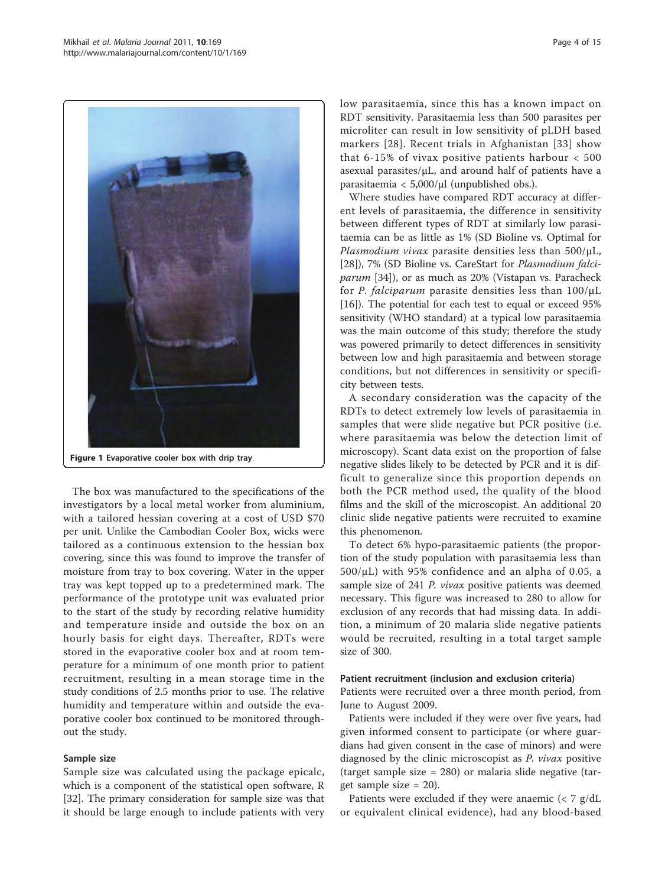Figure 1 Evaporative cooler box with drip tray.

The box was manufactured to the specifications of the investigators by a local metal worker from aluminium, with a tailored hessian covering at a cost of USD $70 per unit. Unlike the Cambodian Cooler Box, wicks were tailored as a continuous extension to the hessian box covering, since this was found to improve the transfer of moisture from tray to box covering. Water in the upper tray was kept topped up to a predetermined mark. The performance of the prototype unit was evaluated prior to the start of the study by recording relative humidity and temperature inside and outside the box on an hourly basis for eight days. Thereafter, RDTs were stored in the evaporative cooler box and at room temperature for a minimum of one month prior to patient recruitment, resulting in a mean storage time in the study conditions of 2.5 months prior to use. The relative humidity and temperature within and outside the evaporative cooler box continued to be monitored throughout the study.

### Sample size

Sample size was calculated using the package epicalc, which is a component of the statistical open software, R [32]. The primary consideration for sample size was that it should be large enough to include patients with very low parasitaemia, since this has a known impact on RDT sensitivity. Parasitaemia less than 500 parasites per microliter can result in low sensitivity of pLDH based markers [28]. Recent trials in Afghanistan [33] show that 6-15% of vivax positive patients harbour < 500 asexual parasites/μL, and around half of patients have a parasitaemia < 5,000/μl (unpublished obs.).

Where studies have compared RDT accuracy at different levels of parasitaemia, the difference in sensitivity between different types of RDT at similarly low parasitaemia can be as little as 1% (SD Bioline vs. Optimal for *Plasmodium vivax* parasite densities less than 500/μL, [28]), 7% (SD Bioline vs. CareStart for *Plasmodium falciparum* [34]), or as much as 20% (Vistapan vs. Paracheck for *P. falciparum* parasite densities less than 100/μL [16]). The potential for each test to equal or exceed 95% sensitivity (WHO standard) at a typical low parasitaemia was the main outcome of this study; therefore the study was powered primarily to detect differences in sensitivity between low and high parasitaemia and between storage conditions, but not differences in sensitivity or specificity between tests.

A secondary consideration was the capacity of the RDTs to detect extremely low levels of parasitaemia in samples that were slide negative but PCR positive (i.e. where parasitaemia was below the detection limit of microscopy). Scant data exist on the proportion of false negative slides likely to be detected by PCR and it is difficult to generalize since this proportion depends on both the PCR method used, the quality of the blood films and the skill of the microscopist. An additional 20 clinic slide negative patients were recruited to examine this phenomenon.

To detect 6% hypo-parasitaemic patients (the proportion of the study population with parasitaemia less than 500/μL) with 95% confidence and an alpha of 0.05, a sample size of 241 *P. vivax* positive patients was deemed necessary. This figure was increased to 280 to allow for exclusion of any records that had missing data. In addition, a minimum of 20 malaria slide negative patients would be recruited, resulting in a total target sample size of 300.

### Patient recruitment (inclusion and exclusion criteria)

Patients were recruited over a three month period, from June to August 2009.

Patients were included if they were over five years, had given informed consent to participate (or where guardians had given consent in the case of minors) and were diagnosed by the clinic microscopist as *P. vivax* positive (target sample size = 280) or malaria slide negative (target sample size = 20).

Patients were excluded if they were anaemic (< 7 g/dL or equivalent clinical evidence), had any blood-based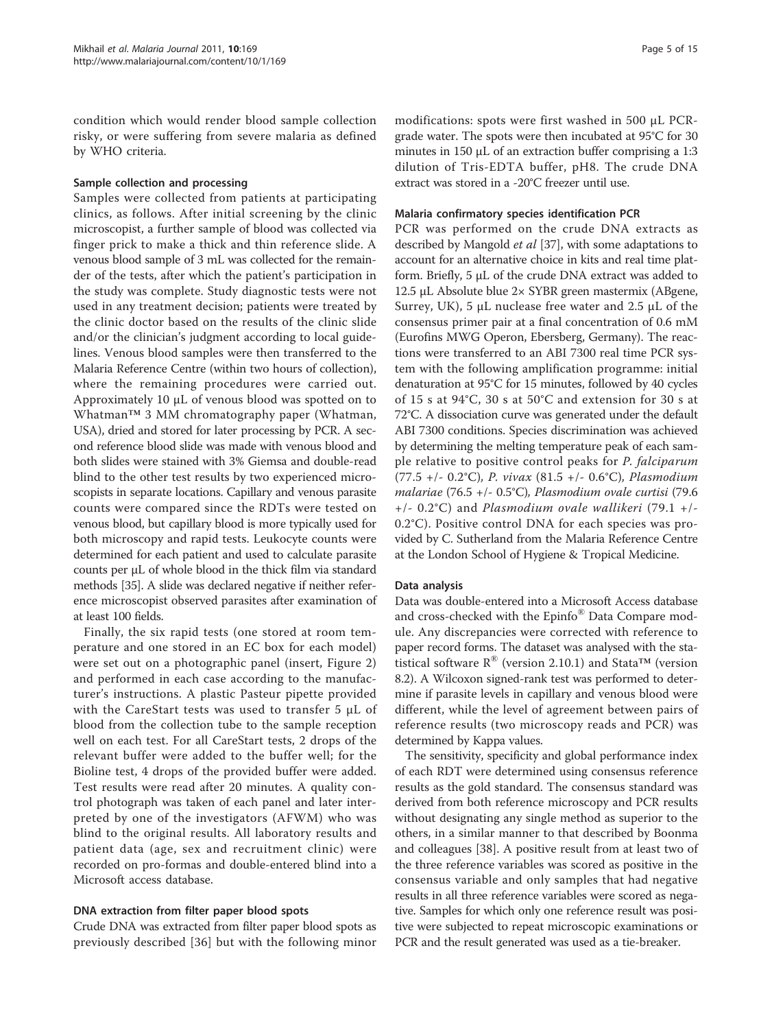condition which would render blood sample collection risky, or were suffering from severe malaria as defined by WHO criteria.

### Sample collection and processing

Samples were collected from patients at participating clinics, as follows. After initial screening by the clinic microscopist, a further sample of blood was collected via finger prick to make a thick and thin reference slide. A venous blood sample of 3 mL was collected for the remainder of the tests, after which the patient's participation in the study was complete. Study diagnostic tests were not used in any treatment decision; patients were treated by the clinic doctor based on the results of the clinic slide and/or the clinician's judgment according to local guidelines. Venous blood samples were then transferred to the Malaria Reference Centre (within two hours of collection), where the remaining procedures were carried out. Approximately 10 μL of venous blood was spotted on to Whatman™ 3 MM chromatography paper (Whatman, USA), dried and stored for later processing by PCR. A second reference blood slide was made with venous blood and both slides were stained with 3% Giemsa and double-read blind to the other test results by two experienced microscopists in separate locations. Capillary and venous parasite counts were compared since the RDTs were tested on venous blood, but capillary blood is more typically used for both microscopy and rapid tests. Leukocyte counts were determined for each patient and used to calculate parasite counts per μL of whole blood in the thick film via standard methods [35]. A slide was declared negative if neither reference microscopist observed parasites after examination of at least 100 fields.

Finally, the six rapid tests (one stored at room temperature and one stored in an EC box for each model) were set out on a photographic panel (insert, Figure 2) and performed in each case according to the manufacturer's instructions. A plastic Pasteur pipette provided with the CareStart tests was used to transfer 5 μL of blood from the collection tube to the sample reception well on each test. For all CareStart tests, 2 drops of the relevant buffer were added to the buffer well; for the Bioline test, 4 drops of the provided buffer were added. Test results were read after 20 minutes. A quality control photograph was taken of each panel and later interpreted by one of the investigators (AFWM) who was blind to the original results. All laboratory results and patient data (age, sex and recruitment clinic) were recorded on pro-formas and double-entered blind into a Microsoft access database.

### DNA extraction from filter paper blood spots

Crude DNA was extracted from filter paper blood spots as previously described [36] but with the following minor modifications: spots were first washed in 500 μL PCR-grade water. The spots were then incubated at 95°C for 30 minutes in 150 μL of an extraction buffer comprising a 1:3 dilution of Tris-EDTA buffer, pH8. The crude DNA extract was stored in a -20°C freezer until use.

### Malaria confirmatory species identification PCR

PCR was performed on the crude DNA extracts as described by Mangold *et al* [37], with some adaptations to account for an alternative choice in kits and real time platform. Briefly, 5 μL of the crude DNA extract was added to 12.5 μL Absolute blue 2× SYBR green mastermix (ABgene, Surrey, UK), 5 μL nuclease free water and 2.5 μL of the consensus primer pair at a final concentration of 0.6 mM (Eurofins MWG Operon, Ebersberg, Germany). The reactions were transferred to an ABI 7300 real time PCR system with the following amplification programme: initial denaturation at 95°C for 15 minutes, followed by 40 cycles of 15 s at 94°C, 30 s at 50°C and extension for 30 s at 72°C. A dissociation curve was generated under the default ABI 7300 conditions. Species discrimination was achieved by determining the melting temperature peak of each sample relative to positive control peaks for *P. falciparum* (77.5 +/- 0.2°C), *P. vivax* (81.5 +/- 0.6°C), *Plasmodium malariae* (76.5 +/- 0.5°C), *Plasmodium ovale curtisi* (79.6 +/- 0.2°C) and *Plasmodium ovale wallikeri* (79.1 +/- 0.2°C). Positive control DNA for each species was provided by C. Sutherland from the Malaria Reference Centre at the London School of Hygiene & Tropical Medicine.

### Data analysis

Data was double-entered into a Microsoft Access database and cross-checked with the Epinfo® Data Compare module. Any discrepancies were corrected with reference to paper record forms. The dataset was analysed with the statistical software R® (version 2.10.1) and Stata™ (version 8.2). A Wilcoxon signed-rank test was performed to determine if parasite levels in capillary and venous blood were different, while the level of agreement between pairs of reference results (two microscopy reads and PCR) was determined by Kappa values.

The sensitivity, specificity and global performance index of each RDT were determined using consensus reference results as the gold standard. The consensus standard was derived from both reference microscopy and PCR results without designating any single method as superior to the others, in a similar manner to that described by Boonma and colleagues [38]. A positive result from at least two of the three reference variables was scored as positive in the consensus variable and only samples that had negative results in all three reference variables were scored as negative. Samples for which only one reference result was positive were subjected to repeat microscopic examinations or PCR and the result generated was used as a tie-breaker.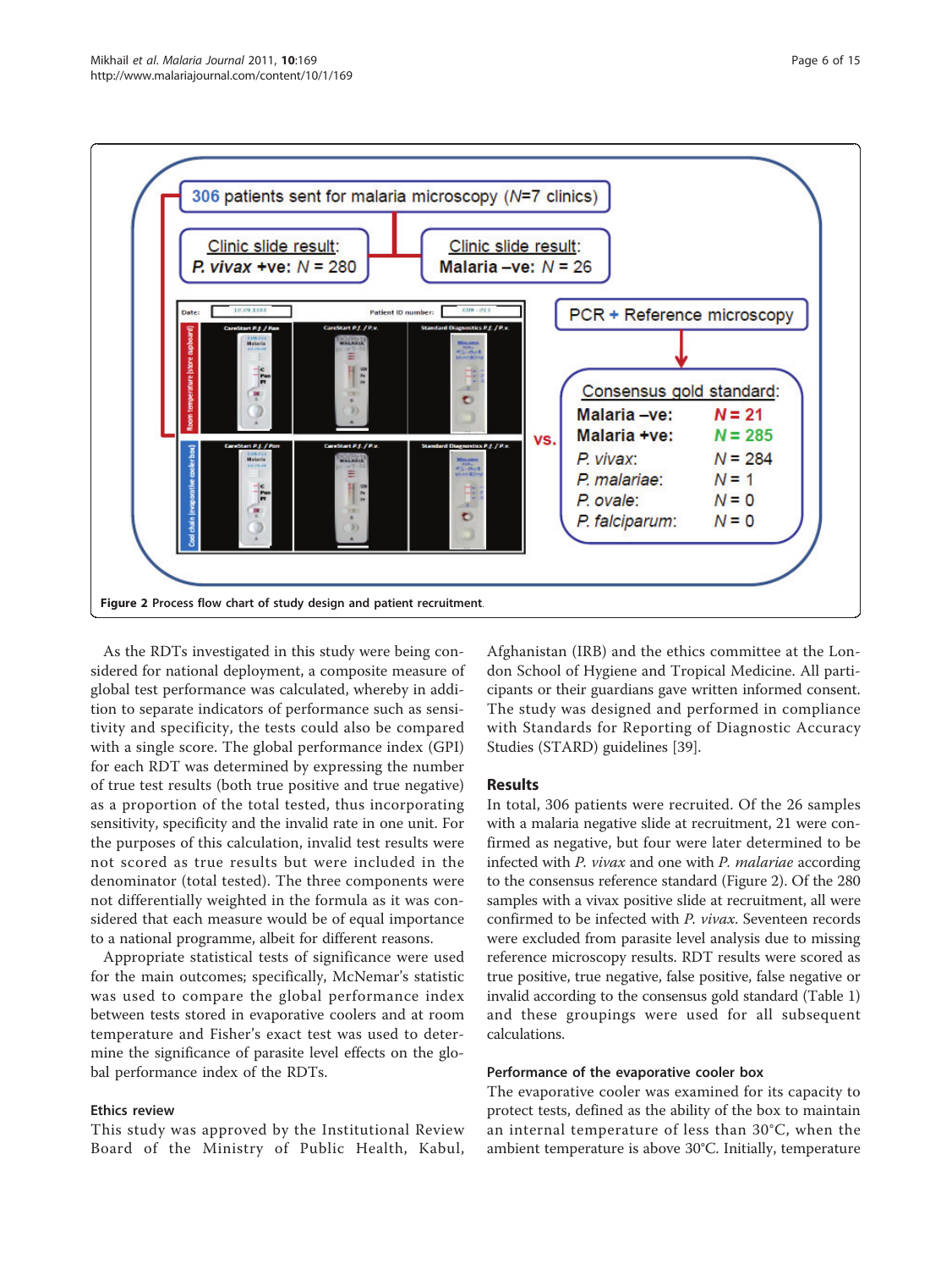306 patients sent for malaria microscopy (N=7 clinics)

Clinic slide result: *P. vivax* +ve: N = 280

Clinic slide result: Malaria –ve: N = 26

PCR + Reference microscopy

vs.

Consensus gold standard:

Malaria –ve: N = 21

Malaria +ve: N = 285

*P. vivax*: N = 284

*P. malariae*: N = 1

*P. ovale*: N = 0

*P. falciparum*: N = 0

**Figure 2** Process flow chart of study design and patient recruitment.

As the RDTs investigated in this study were being considered for national deployment, a composite measure of global test performance was calculated, whereby in addition to separate indicators of performance such as sensitivity and specificity, the tests could also be compared with a single score. The global performance index (GPI) for each RDT was determined by expressing the number of true test results (both true positive and true negative) as a proportion of the total tested, thus incorporating sensitivity, specificity and the invalid rate in one unit. For the purposes of this calculation, invalid test results were not scored as true results but were included in the denominator (total tested). The three components were not differentially weighted in the formula as it was considered that each measure would be of equal importance to a national programme, albeit for different reasons.

Appropriate statistical tests of significance were used for the main outcomes; specifically, McNemar's statistic was used to compare the global performance index between tests stored in evaporative coolers and at room temperature and Fisher's exact test was used to determine the significance of parasite level effects on the global performance index of the RDTs.

### Ethics review

This study was approved by the Institutional Review Board of the Ministry of Public Health, Kabul, Afghanistan (IRB) and the ethics committee at the London School of Hygiene and Tropical Medicine. All participants or their guardians gave written informed consent. The study was designed and performed in compliance with Standards for Reporting of Diagnostic Accuracy Studies (STARD) guidelines [39].

## Results

In total, 306 patients were recruited. Of the 26 samples with a malaria negative slide at recruitment, 21 were confirmed as negative, but four were later determined to be infected with *P. vivax* and one with *P. malariae* according to the consensus reference standard (Figure 2). Of the 280 samples with a vivax positive slide at recruitment, all were confirmed to be infected with *P. vivax*. Seventeen records were excluded from parasite level analysis due to missing reference microscopy results. RDT results were scored as true positive, true negative, false positive, false negative or invalid according to the consensus gold standard (Table 1) and these groupings were used for all subsequent calculations.

### Performance of the evaporative cooler box

The evaporative cooler was examined for its capacity to protect tests, defined as the ability of the box to maintain an internal temperature of less than 30°C, when the ambient temperature is above 30°C. Initially, temperature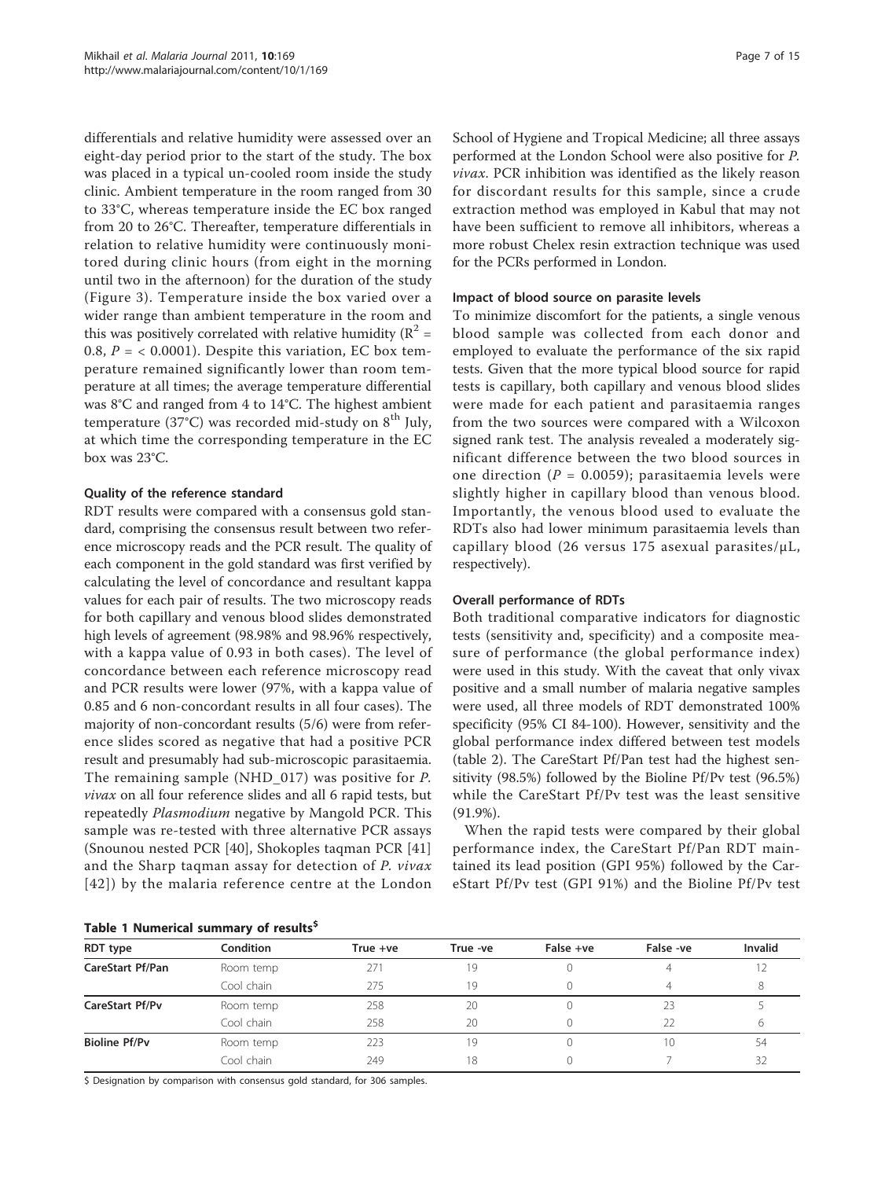differentials and relative humidity were assessed over an eight-day period prior to the start of the study. The box was placed in a typical un-cooled room inside the study clinic. Ambient temperature in the room ranged from 30 to 33°C, whereas temperature inside the EC box ranged from 20 to 26°C. Thereafter, temperature differentials in relation to relative humidity were continuously monitored during clinic hours (from eight in the morning until two in the afternoon) for the duration of the study (Figure 3). Temperature inside the box varied over a wider range than ambient temperature in the room and this was positively correlated with relative humidity ($R^2$ = 0.8, $P$ = < 0.0001). Despite this variation, EC box temperature remained significantly lower than room temperature at all times; the average temperature differential was 8°C and ranged from 4 to 14°C. The highest ambient temperature (37°C) was recorded mid-study on 8th July, at which time the corresponding temperature in the EC box was 23°C.

### Quality of the reference standard

RDT results were compared with a consensus gold standard, comprising the consensus result between two reference microscopy reads and the PCR result. The quality of each component in the gold standard was first verified by calculating the level of concordance and resultant kappa values for each pair of results. The two microscopy reads for both capillary and venous blood slides demonstrated high levels of agreement (98.98% and 98.96% respectively, with a kappa value of 0.93 in both cases). The level of concordance between each reference microscopy read and PCR results were lower (97%, with a kappa value of 0.85 and 6 non-concordant results in all four cases). The majority of non-concordant results (5/6) were from reference slides scored as negative that had a positive PCR result and presumably had sub-microscopic parasitaemia. The remaining sample (NHD_017) was positive for *P. vivax* on all four reference slides and all 6 rapid tests, but repeatedly *Plasmodium* negative by Mangold PCR. This sample was re-tested with three alternative PCR assays (Snounou nested PCR [40], Shokoples taqman PCR [41] and the Sharp taqman assay for detection of *P. vivax* [42]) by the malaria reference centre at the London School of Hygiene and Tropical Medicine; all three assays performed at the London School were also positive for *P. vivax*. PCR inhibition was identified as the likely reason for discordant results for this sample, since a crude extraction method was employed in Kabul that may not have been sufficient to remove all inhibitors, whereas a more robust Chelex resin extraction technique was used for the PCRs performed in London.

### Impact of blood source on parasite levels

To minimize discomfort for the patients, a single venous blood sample was collected from each donor and employed to evaluate the performance of the six rapid tests. Given that the more typical blood source for rapid tests is capillary, both capillary and venous blood slides were made for each patient and parasitaemia ranges from the two sources were compared with a Wilcoxon signed rank test. The analysis revealed a moderately significant difference between the two blood sources in one direction ($P$ = 0.0059); parasitaemia levels were slightly higher in capillary blood than venous blood. Importantly, the venous blood used to evaluate the RDTs also had lower minimum parasitaemia levels than capillary blood (26 versus 175 asexual parasites/μL, respectively).

### Overall performance of RDTs

Both traditional comparative indicators for diagnostic tests (sensitivity and, specificity) and a composite measure of performance (the global performance index) were used in this study. With the caveat that only vivax positive and a small number of malaria negative samples were used, all three models of RDT demonstrated 100% specificity (95% CI 84-100). However, sensitivity and the global performance index differed between test models (table 2). The CareStart Pf/Pan test had the highest sensitivity (98.5%) followed by the Bioline Pf/Pv test (96.5%) while the CareStart Pf/Pv test was the least sensitive (91.9%).

When the rapid tests were compared by their global performance index, the CareStart Pf/Pan RDT maintained its lead position (GPI 95%) followed by the CareStart Pf/Pv test (GPI 91%) and the Bioline Pf/Pv test

**Table 1 Numerical summary of results$**

| RDT type | Condition | True +ve | True -ve | False +ve | False -ve | Invalid |
|---|---|---|---|---|---|---|
| **CareStart Pf/Pan** | Room temp | 271 | 19 | 0 | 4 | 12 |
| | Cool chain | 275 | 19 | 0 | 4 | 8 |
| **CareStart Pf/Pv** | Room temp | 258 | 20 | 0 | 23 | 5 |
| | Cool chain | 258 | 20 | 0 | 22 | 6 |
| **Bioline Pf/Pv** | Room temp | 223 | 19 | 0 | 10 | 54 |
| | Cool chain | 249 | 18 | 0 | 7 | 32 |

$ Designation by comparison with consensus gold standard, for 306 samples.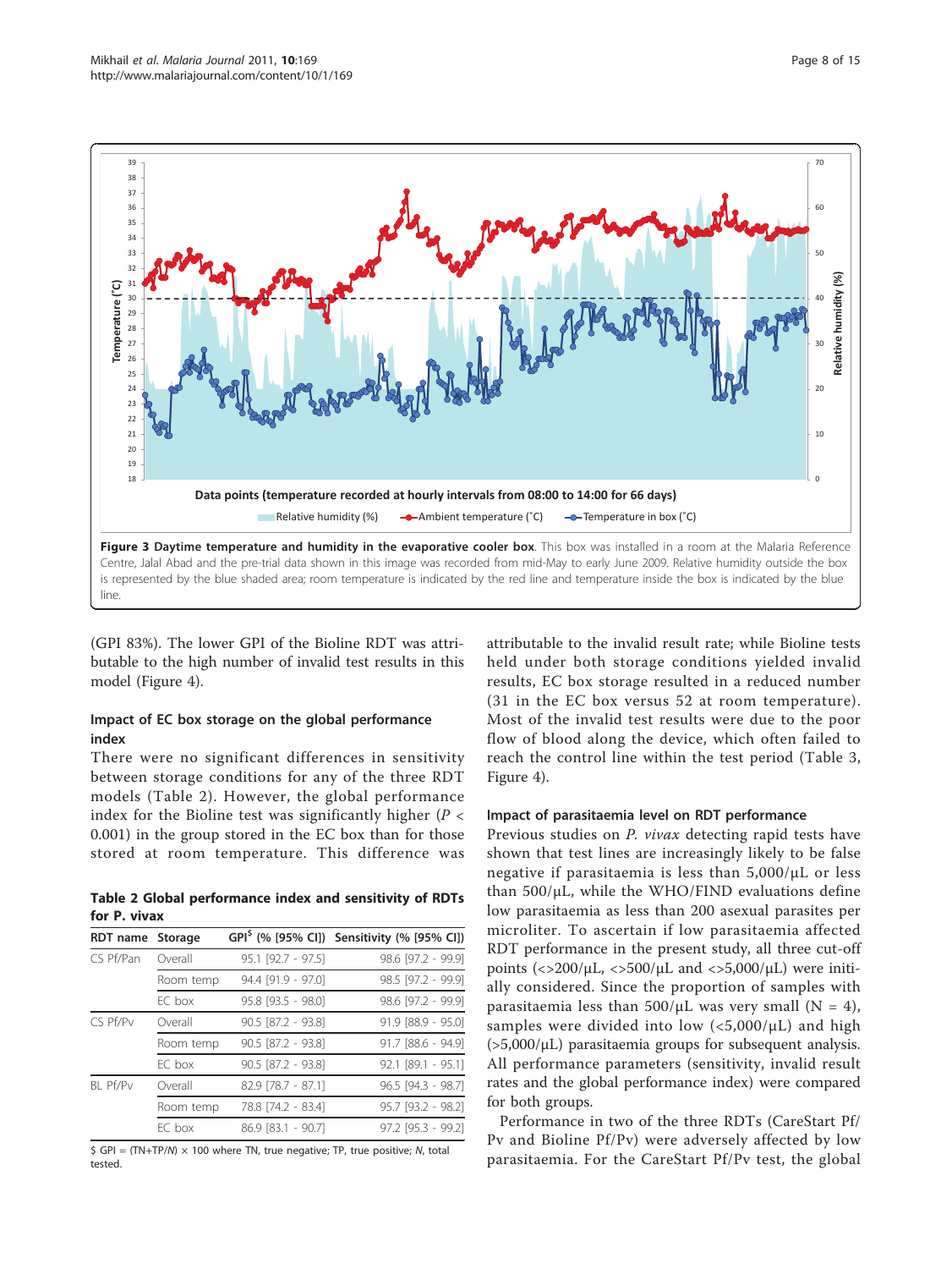**Figure 3 Daytime temperature and humidity in the evaporative cooler box**. This box was installed in a room at the Malaria Reference Centre, Jalal Abad and the pre-trial data shown in this image was recorded from mid-May to early June 2009. Relative humidity outside the box is represented by the blue shaded area; room temperature is indicated by the red line and temperature inside the box is indicated by the blue line.

(GPI 83%). The lower GPI of the Bioline RDT was attributable to the high number of invalid test results in this model (Figure 4).

### Impact of EC box storage on the global performance index

There were no significant differences in sensitivity between storage conditions for any of the three RDT models (Table 2). However, the global performance index for the Bioline test was significantly higher ($P < 0.001$) in the group stored in the EC box than for those stored at room temperature. This difference was attributable to the invalid result rate; while Bioline tests held under both storage conditions yielded invalid results, EC box storage resulted in a reduced number (31 in the EC box versus 52 at room temperature). Most of the invalid test results were due to the poor flow of blood along the device, which often failed to reach the control line within the test period (Table 3, Figure 4).

**Table 2 Global performance index and sensitivity of RDTs for P. vivax**

| RDT name | Storage | GPI[$] (% [95% CI]) | Sensitivity (% [95% CI]) |
|---|---|---|---|
| CS Pf/Pan | Overall | 95.1 [92.7 - 97.5] | 98.6 [97.2 - 99.9] |
| | Room temp | 94.4 [91.9 - 97.0] | 98.5 [97.2 - 99.9] |
| | EC box | 95.8 [93.5 - 98.0] | 98.6 [97.2 - 99.9] |
| CS Pf/Pv | Overall | 90.5 [87.2 - 93.8] | 91.9 [88.9 - 95.0] |
| | Room temp | 90.5 [87.2 - 93.8] | 91.7 [88.6 - 94.9] |
| | EC box | 90.5 [87.2 - 93.8] | 92.1 [89.1 - 95.1] |
| BL Pf/Pv | Overall | 82.9 [78.7 - 87.1] | 96.5 [94.3 - 98.7] |
| | Room temp | 78.8 [74.2 - 83.4] | 95.7 [93.2 - 98.2] |
| | EC box | 86.9 [83.1 - 90.7] | 97.2 [95.3 - 99.2] |

$ GPI = (TN+TP/N) × 100 where TN, true negative; TP, true positive; N, total tested.

### Impact of parasitaemia level on RDT performance

Previous studies on *P. vivax* detecting rapid tests have shown that test lines are increasingly likely to be false negative if parasitaemia is less than 5,000/μL or less than 500/μL, while the WHO/FIND evaluations define low parasitaemia as less than 200 asexual parasites per microliter. To ascertain if low parasitaemia affected RDT performance in the present study, all three cut-off points (<>200/μL, <>500/μL and <>5,000/μL) were initially considered. Since the proportion of samples with parasitaemia less than 500/μL was very small (N = 4), samples were divided into low (<5,000/μL) and high (>5,000/μL) parasitaemia groups for subsequent analysis. All performance parameters (sensitivity, invalid result rates and the global performance index) were compared for both groups.

Performance in two of the three RDTs (CareStart Pf/Pv and Bioline Pf/Pv) were adversely affected by low parasitaemia. For the CareStart Pf/Pv test, the global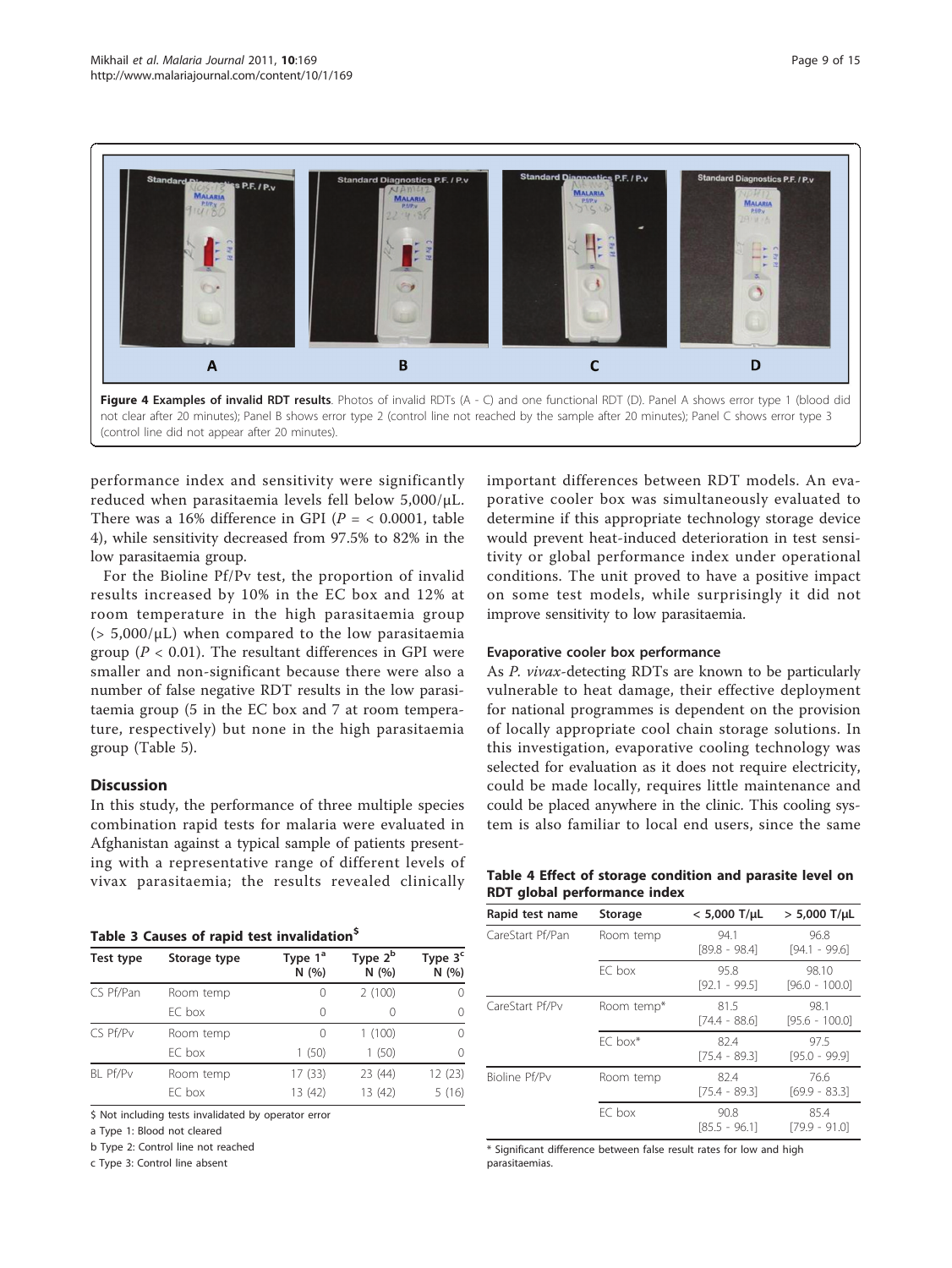**Figure 4 Examples of invalid RDT results**. Photos of invalid RDTs (A - C) and one functional RDT (D). Panel A shows error type 1 (blood did not clear after 20 minutes); Panel B shows error type 2 (control line not reached by the sample after 20 minutes); Panel C shows error type 3 (control line did not appear after 20 minutes).

performance index and sensitivity were significantly reduced when parasitaemia levels fell below 5,000/μL. There was a 16% difference in GPI ($P = < 0.0001$, table 4), while sensitivity decreased from 97.5% to 82% in the low parasitaemia group.

For the Bioline Pf/Pv test, the proportion of invalid results increased by 10% in the EC box and 12% at room temperature in the high parasitaemia group (> 5,000/μL) when compared to the low parasitaemia group ($P < 0.01$). The resultant differences in GPI were smaller and non-significant because there were also a number of false negative RDT results in the low parasitaemia group (5 in the EC box and 7 at room temperature, respectively) but none in the high parasitaemia group (Table 5).

## Discussion

In this study, the performance of three multiple species combination rapid tests for malaria were evaluated in Afghanistan against a typical sample of patients presenting with a representative range of different levels of vivax parasitaemia; the results revealed clinically important differences between RDT models. An evaporative cooler box was simultaneously evaluated to determine if this appropriate technology storage device would prevent heat-induced deterioration in test sensitivity or global performance index under operational conditions. The unit proved to have a positive impact on some test models, while surprisingly it did not improve sensitivity to low parasitaemia.

**Table 3 Causes of rapid test invalidation[$]**

| Test type | Storage type | Type 1[a] N (%) | Type 2[b] N (%) | Type 3[c] N (%) |
|---|---|---|---|---|
| CS Pf/Pan | Room temp | 0 | 2 (100) | 0 |
| | EC box | 0 | 0 | 0 |
| CS Pf/Pv | Room temp | 0 | 1 (100) | 0 |
| | EC box | 1 (50) | 1 (50) | 0 |
| BL Pf/Pv | Room temp | 17 (33) | 23 (44) | 12 (23) |
| | EC box | 13 (42) | 13 (42) | 5 (16) |

$ Not including tests invalidated by operator error

a Type 1: Blood not cleared

b Type 2: Control line not reached

c Type 3: Control line absent

### Evaporative cooler box performance

As *P. vivax*-detecting RDTs are known to be particularly vulnerable to heat damage, their effective deployment for national programmes is dependent on the provision of locally appropriate cool chain storage solutions. In this investigation, evaporative cooling technology was selected for evaluation as it does not require electricity, could be made locally, requires little maintenance and could be placed anywhere in the clinic. This cooling system is also familiar to local end users, since the same

**Table 4 Effect of storage condition and parasite level on RDT global performance index**

| Rapid test name | Storage | < 5,000 T/μL | > 5,000 T/μL |
|---|---|---|---|
| CareStart Pf/Pan | Room temp | 94.1 [89.8 - 98.4] | 96.8 [94.1 - 99.6] |
| | EC box | 95.8 [92.1 - 99.5] | 98.10 [96.0 - 100.0] |
| CareStart Pf/Pv | Room temp* | 81.5 [74.4 - 88.6] | 98.1 [95.6 - 100.0] |
| | EC box* | 82.4 [75.4 - 89.3] | 97.5 [95.0 - 99.9] |
| Bioline Pf/Pv | Room temp | 82.4 [75.4 - 89.3] | 76.6 [69.9 - 83.3] |
| | EC box | 90.8 [85.5 - 96.1] | 85.4 [79.9 - 91.0] |

\* Significant difference between false result rates for low and high parasitaemias.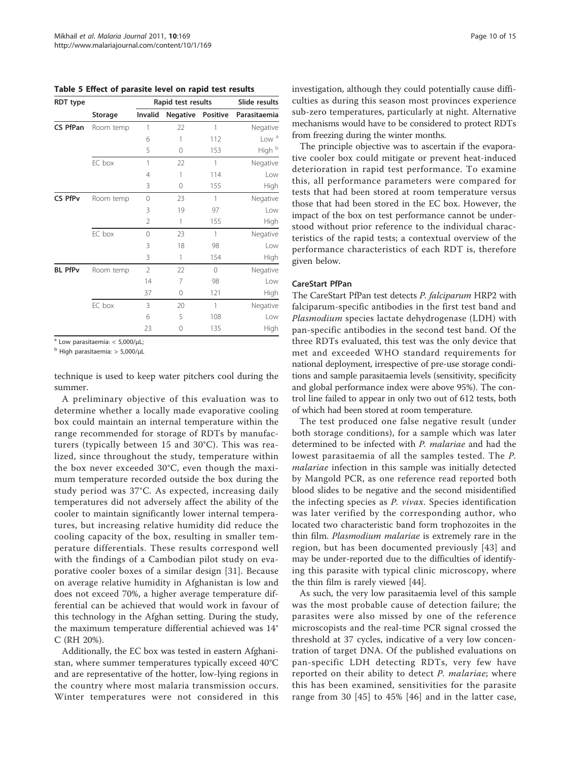**Table 5 Effect of parasite level on rapid test results**

| RDT type | | Rapid test results | | | Slide results |
|---|---|---|---|---|---|
| | Storage | Invalid | Negative | Positive | Parasitaemia |
| **CS PfPan** | Room temp | 1 | 22 | 1 | Negative |
| | | 6 | 1 | 112 | Low [a] |
| | | 5 | 0 | 153 | High [b] |
| | EC box | 1 | 22 | 1 | Negative |
| | | 4 | 1 | 114 | Low |
| | | 3 | 0 | 155 | High |
| **CS PfPv** | Room temp | 0 | 23 | 1 | Negative |
| | | 3 | 19 | 97 | Low |
| | | 2 | 1 | 155 | High |
| | EC box | 0 | 23 | 1 | Negative |
| | | 3 | 18 | 98 | Low |
| | | 3 | 1 | 154 | High |
| **BL PfPv** | Room temp | 2 | 22 | 0 | Negative |
| | | 14 | 7 | 98 | Low |
| | | 37 | 0 | 121 | High |
| | EC box | 3 | 20 | 1 | Negative |
| | | 6 | 5 | 108 | Low |
| | | 23 | 0 | 135 | High |

[a] Low parasitaemia: < 5,000/µL;

[b] High parasitaemia: > 5,000/µL

technique is used to keep water pitchers cool during the summer.

A preliminary objective of this evaluation was to determine whether a locally made evaporative cooling box could maintain an internal temperature within the range recommended for storage of RDTs by manufacturers (typically between 15 and 30°C). This was realized, since throughout the study, temperature within the box never exceeded 30°C, even though the maximum temperature recorded outside the box during the study period was 37°C. As expected, increasing daily temperatures did not adversely affect the ability of the cooler to maintain significantly lower internal temperatures, but increasing relative humidity did reduce the cooling capacity of the box, resulting in smaller temperature differentials. These results correspond well with the findings of a Cambodian pilot study on evaporative cooler boxes of a similar design [31]. Because on average relative humidity in Afghanistan is low and does not exceed 70%, a higher average temperature differential can be achieved that would work in favour of this technology in the Afghan setting. During the study, the maximum temperature differential achieved was 14°C (RH 20%).

Additionally, the EC box was tested in eastern Afghanistan, where summer temperatures typically exceed 40°C and are representative of the hotter, low-lying regions in the country where most malaria transmission occurs. Winter temperatures were not considered in this investigation, although they could potentially cause difficulties as during this season most provinces experience sub-zero temperatures, particularly at night. Alternative mechanisms would have to be considered to protect RDTs from freezing during the winter months.

The principle objective was to ascertain if the evaporative cooler box could mitigate or prevent heat-induced deterioration in rapid test performance. To examine this, all performance parameters were compared for tests that had been stored at room temperature versus those that had been stored in the EC box. However, the impact of the box on test performance cannot be understood without prior reference to the individual characteristics of the rapid tests; a contextual overview of the performance characteristics of each RDT is, therefore given below.

### CareStart PfPan

The CareStart PfPan test detects *P. falciparum* HRP2 with falciparum-specific antibodies in the first test band and *Plasmodium* species lactate dehydrogenase (LDH) with pan-specific antibodies in the second test band. Of the three RDTs evaluated, this test was the only device that met and exceeded WHO standard requirements for national deployment, irrespective of pre-use storage conditions and sample parasitaemia levels (sensitivity, specificity and global performance index were above 95%). The control line failed to appear in only two out of 612 tests, both of which had been stored at room temperature.

The test produced one false negative result (under both storage conditions), for a sample which was later determined to be infected with *P. malariae* and had the lowest parasitaemia of all the samples tested. The *P. malariae* infection in this sample was initially detected by Mangold PCR, as one reference read reported both blood slides to be negative and the second misidentified the infecting species as *P. vivax*. Species identification was later verified by the corresponding author, who located two characteristic band form trophozoites in the thin film. *Plasmodium malariae* is extremely rare in the region, but has been documented previously [43] and may be under-reported due to the difficulties of identifying this parasite with typical clinic microscopy, where the thin film is rarely viewed [44].

As such, the very low parasitaemia level of this sample was the most probable cause of detection failure; the parasites were also missed by one of the reference microscopists and the real-time PCR signal crossed the threshold at 37 cycles, indicative of a very low concentration of target DNA. Of the published evaluations on pan-specific LDH detecting RDTs, very few have reported on their ability to detect *P. malariae*; where this has been examined, sensitivities for the parasite range from 30 [45] to 45% [46] and in the latter case,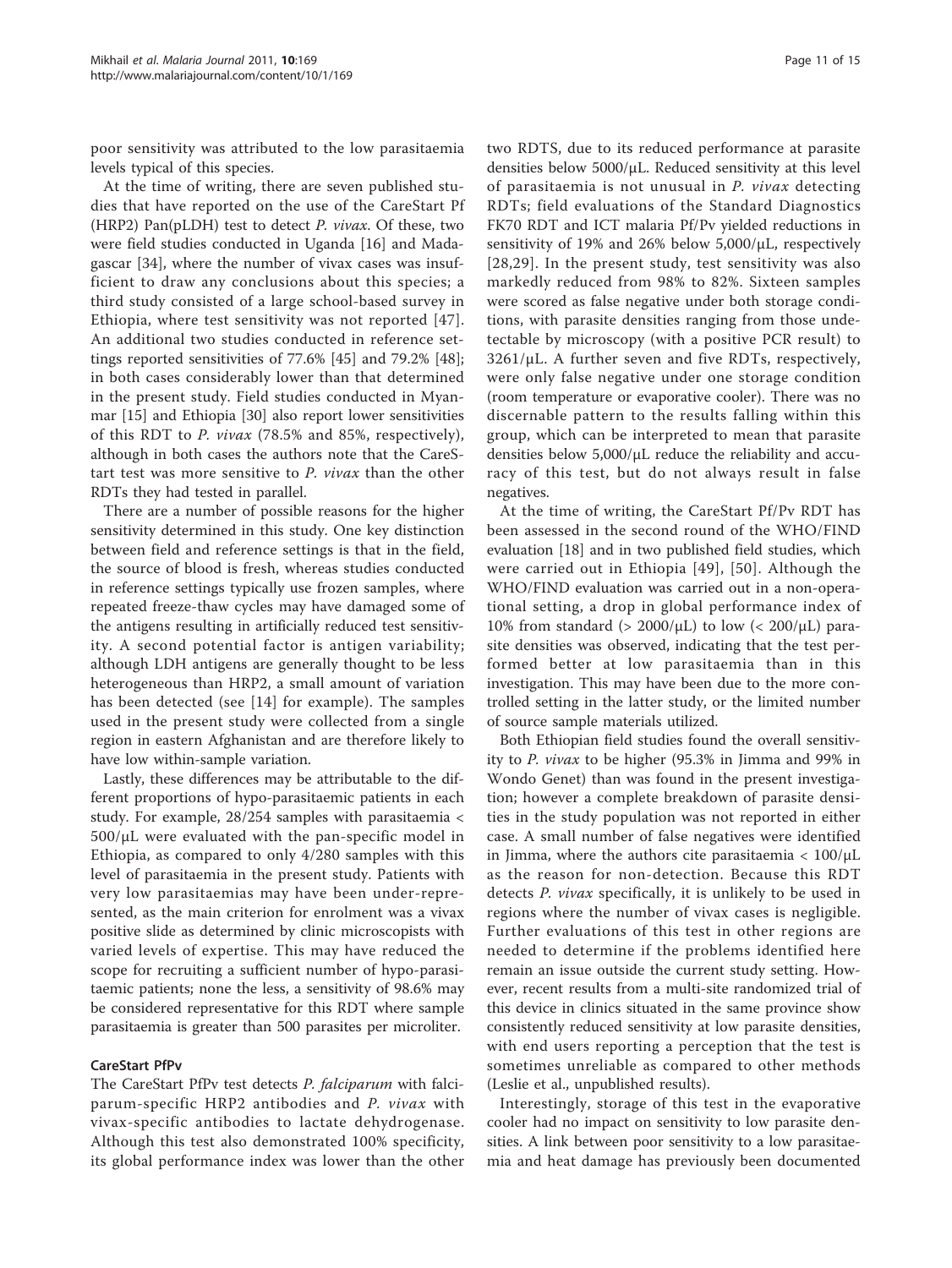poor sensitivity was attributed to the low parasitaemia levels typical of this species.

At the time of writing, there are seven published studies that have reported on the use of the CareStart Pf (HRP2) Pan(pLDH) test to detect *P. vivax*. Of these, two were field studies conducted in Uganda [16] and Madagascar [34], where the number of vivax cases was insufficient to draw any conclusions about this species; a third study consisted of a large school-based survey in Ethiopia, where test sensitivity was not reported [47]. An additional two studies conducted in reference settings reported sensitivities of 77.6% [45] and 79.2% [48]; in both cases considerably lower than that determined in the present study. Field studies conducted in Myanmar [15] and Ethiopia [30] also report lower sensitivities of this RDT to *P. vivax* (78.5% and 85%, respectively), although in both cases the authors note that the CareStart test was more sensitive to *P. vivax* than the other RDTs they had tested in parallel.

There are a number of possible reasons for the higher sensitivity determined in this study. One key distinction between field and reference settings is that in the field, the source of blood is fresh, whereas studies conducted in reference settings typically use frozen samples, where repeated freeze-thaw cycles may have damaged some of the antigens resulting in artificially reduced test sensitivity. A second potential factor is antigen variability; although LDH antigens are generally thought to be less heterogeneous than HRP2, a small amount of variation has been detected (see [14] for example). The samples used in the present study were collected from a single region in eastern Afghanistan and are therefore likely to have low within-sample variation.

Lastly, these differences may be attributable to the different proportions of hypo-parasitaemic patients in each study. For example, 28/254 samples with parasitaemia < 500/μL were evaluated with the pan-specific model in Ethiopia, as compared to only 4/280 samples with this level of parasitaemia in the present study. Patients with very low parasitaemias may have been under-represented, as the main criterion for enrolment was a vivax positive slide as determined by clinic microscopists with varied levels of expertise. This may have reduced the scope for recruiting a sufficient number of hypo-parasitaemic patients; none the less, a sensitivity of 98.6% may be considered representative for this RDT where sample parasitaemia is greater than 500 parasites per microliter.

#### CareStart PfPv

The CareStart PfPv test detects *P. falciparum* with falciparum-specific HRP2 antibodies and *P. vivax* with vivax-specific antibodies to lactate dehydrogenase. Although this test also demonstrated 100% specificity, its global performance index was lower than the other two RDTS, due to its reduced performance at parasite densities below 5000/μL. Reduced sensitivity at this level of parasitaemia is not unusual in *P. vivax* detecting RDTs; field evaluations of the Standard Diagnostics FK70 RDT and ICT malaria Pf/Pv yielded reductions in sensitivity of 19% and 26% below 5,000/μL, respectively [28,29]. In the present study, test sensitivity was also markedly reduced from 98% to 82%. Sixteen samples were scored as false negative under both storage conditions, with parasite densities ranging from those undetectable by microscopy (with a positive PCR result) to 3261/μL. A further seven and five RDTs, respectively, were only false negative under one storage condition (room temperature or evaporative cooler). There was no discernable pattern to the results falling within this group, which can be interpreted to mean that parasite densities below 5,000/μL reduce the reliability and accuracy of this test, but do not always result in false negatives.

At the time of writing, the CareStart Pf/Pv RDT has been assessed in the second round of the WHO/FIND evaluation [18] and in two published field studies, which were carried out in Ethiopia [49], [50]. Although the WHO/FIND evaluation was carried out in a non-operational setting, a drop in global performance index of 10% from standard (> 2000/μL) to low (< 200/μL) parasite densities was observed, indicating that the test performed better at low parasitaemia than in this investigation. This may have been due to the more controlled setting in the latter study, or the limited number of source sample materials utilized.

Both Ethiopian field studies found the overall sensitivity to *P. vivax* to be higher (95.3% in Jimma and 99% in Wondo Genet) than was found in the present investigation; however a complete breakdown of parasite densities in the study population was not reported in either case. A small number of false negatives were identified in Jimma, where the authors cite parasitaemia < 100/μL as the reason for non-detection. Because this RDT detects *P. vivax* specifically, it is unlikely to be used in regions where the number of vivax cases is negligible. Further evaluations of this test in other regions are needed to determine if the problems identified here remain an issue outside the current study setting. However, recent results from a multi-site randomized trial of this device in clinics situated in the same province show consistently reduced sensitivity at low parasite densities, with end users reporting a perception that the test is sometimes unreliable as compared to other methods (Leslie et al., unpublished results).

Interestingly, storage of this test in the evaporative cooler had no impact on sensitivity to low parasite densities. A link between poor sensitivity to a low parasitaemia and heat damage has previously been documented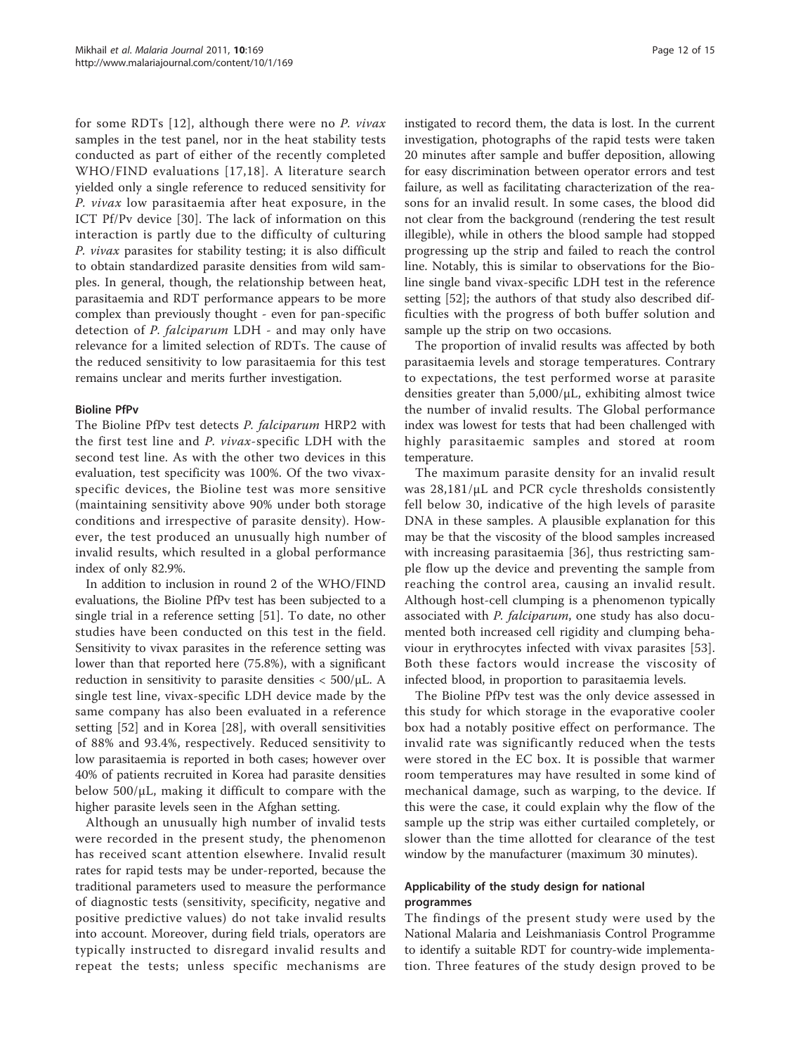for some RDTs [12], although there were no *P. vivax* samples in the test panel, nor in the heat stability tests conducted as part of either of the recently completed WHO/FIND evaluations [17,18]. A literature search yielded only a single reference to reduced sensitivity for *P. vivax* low parasitaemia after heat exposure, in the ICT Pf/Pv device [30]. The lack of information on this interaction is partly due to the difficulty of culturing *P. vivax* parasites for stability testing; it is also difficult to obtain standardized parasite densities from wild samples. In general, though, the relationship between heat, parasitaemia and RDT performance appears to be more complex than previously thought - even for pan-specific detection of *P. falciparum* LDH - and may only have relevance for a limited selection of RDTs. The cause of the reduced sensitivity to low parasitaemia for this test remains unclear and merits further investigation.

#### Bioline PfPv

The Bioline PfPv test detects *P. falciparum* HRP2 with the first test line and *P. vivax*-specific LDH with the second test line. As with the other two devices in this evaluation, test specificity was 100%. Of the two vivax-specific devices, the Bioline test was more sensitive (maintaining sensitivity above 90% under both storage conditions and irrespective of parasite density). However, the test produced an unusually high number of invalid results, which resulted in a global performance index of only 82.9%.

In addition to inclusion in round 2 of the WHO/FIND evaluations, the Bioline PfPv test has been subjected to a single trial in a reference setting [51]. To date, no other studies have been conducted on this test in the field. Sensitivity to vivax parasites in the reference setting was lower than that reported here (75.8%), with a significant reduction in sensitivity to parasite densities < 500/μL. A single test line, vivax-specific LDH device made by the same company has also been evaluated in a reference setting [52] and in Korea [28], with overall sensitivities of 88% and 93.4%, respectively. Reduced sensitivity to low parasitaemia is reported in both cases; however over 40% of patients recruited in Korea had parasite densities below 500/μL, making it difficult to compare with the higher parasite levels seen in the Afghan setting.

Although an unusually high number of invalid tests were recorded in the present study, the phenomenon has received scant attention elsewhere. Invalid result rates for rapid tests may be under-reported, because the traditional parameters used to measure the performance of diagnostic tests (sensitivity, specificity, negative and positive predictive values) do not take invalid results into account. Moreover, during field trials, operators are typically instructed to disregard invalid results and repeat the tests; unless specific mechanisms are instigated to record them, the data is lost. In the current investigation, photographs of the rapid tests were taken 20 minutes after sample and buffer deposition, allowing for easy discrimination between operator errors and test failure, as well as facilitating characterization of the reasons for an invalid result. In some cases, the blood did not clear from the background (rendering the test result illegible), while in others the blood sample had stopped progressing up the strip and failed to reach the control line. Notably, this is similar to observations for the Bioline single band vivax-specific LDH test in the reference setting [52]; the authors of that study also described difficulties with the progress of both buffer solution and sample up the strip on two occasions.

The proportion of invalid results was affected by both parasitaemia levels and storage temperatures. Contrary to expectations, the test performed worse at parasite densities greater than 5,000/μL, exhibiting almost twice the number of invalid results. The Global performance index was lowest for tests that had been challenged with highly parasitaemic samples and stored at room temperature.

The maximum parasite density for an invalid result was 28,181/μL and PCR cycle thresholds consistently fell below 30, indicative of the high levels of parasite DNA in these samples. A plausible explanation for this may be that the viscosity of the blood samples increased with increasing parasitaemia [36], thus restricting sample flow up the device and preventing the sample from reaching the control area, causing an invalid result. Although host-cell clumping is a phenomenon typically associated with *P. falciparum*, one study has also documented both increased cell rigidity and clumping behaviour in erythrocytes infected with vivax parasites [53]. Both these factors would increase the viscosity of infected blood, in proportion to parasitaemia levels.

The Bioline PfPv test was the only device assessed in this study for which storage in the evaporative cooler box had a notably positive effect on performance. The invalid rate was significantly reduced when the tests were stored in the EC box. It is possible that warmer room temperatures may have resulted in some kind of mechanical damage, such as warping, to the device. If this were the case, it could explain why the flow of the sample up the strip was either curtailed completely, or slower than the time allotted for clearance of the test window by the manufacturer (maximum 30 minutes).

### Applicability of the study design for national programmes

The findings of the present study were used by the National Malaria and Leishmaniasis Control Programme to identify a suitable RDT for country-wide implementation. Three features of the study design proved to be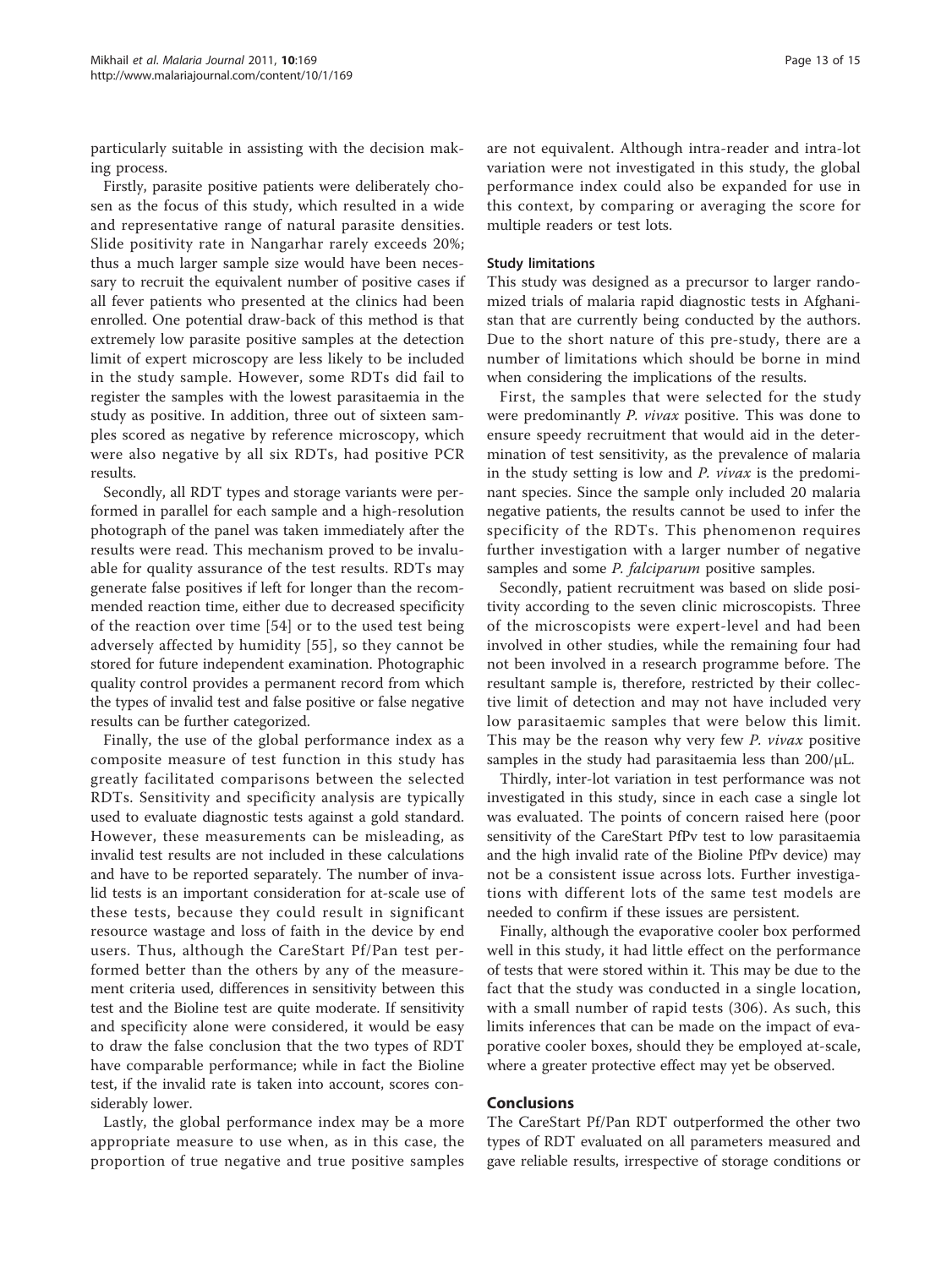particularly suitable in assisting with the decision making process.

Firstly, parasite positive patients were deliberately chosen as the focus of this study, which resulted in a wide and representative range of natural parasite densities. Slide positivity rate in Nangarhar rarely exceeds 20%; thus a much larger sample size would have been necessary to recruit the equivalent number of positive cases if all fever patients who presented at the clinics had been enrolled. One potential draw-back of this method is that extremely low parasite positive samples at the detection limit of expert microscopy are less likely to be included in the study sample. However, some RDTs did fail to register the samples with the lowest parasitaemia in the study as positive. In addition, three out of sixteen samples scored as negative by reference microscopy, which were also negative by all six RDTs, had positive PCR results.

Secondly, all RDT types and storage variants were performed in parallel for each sample and a high-resolution photograph of the panel was taken immediately after the results were read. This mechanism proved to be invaluable for quality assurance of the test results. RDTs may generate false positives if left for longer than the recommended reaction time, either due to decreased specificity of the reaction over time [54] or to the used test being adversely affected by humidity [55], so they cannot be stored for future independent examination. Photographic quality control provides a permanent record from which the types of invalid test and false positive or false negative results can be further categorized.

Finally, the use of the global performance index as a composite measure of test function in this study has greatly facilitated comparisons between the selected RDTs. Sensitivity and specificity analysis are typically used to evaluate diagnostic tests against a gold standard. However, these measurements can be misleading, as invalid test results are not included in these calculations and have to be reported separately. The number of invalid tests is an important consideration for at-scale use of these tests, because they could result in significant resource wastage and loss of faith in the device by end users. Thus, although the CareStart Pf/Pan test performed better than the others by any of the measurement criteria used, differences in sensitivity between this test and the Bioline test are quite moderate. If sensitivity and specificity alone were considered, it would be easy to draw the false conclusion that the two types of RDT have comparable performance; while in fact the Bioline test, if the invalid rate is taken into account, scores considerably lower.

Lastly, the global performance index may be a more appropriate measure to use when, as in this case, the proportion of true negative and true positive samples are not equivalent. Although intra-reader and intra-lot variation were not investigated in this study, the global performance index could also be expanded for use in this context, by comparing or averaging the score for multiple readers or test lots.

### Study limitations

This study was designed as a precursor to larger randomized trials of malaria rapid diagnostic tests in Afghanistan that are currently being conducted by the authors. Due to the short nature of this pre-study, there are a number of limitations which should be borne in mind when considering the implications of the results.

First, the samples that were selected for the study were predominantly *P. vivax* positive. This was done to ensure speedy recruitment that would aid in the determination of test sensitivity, as the prevalence of malaria in the study setting is low and *P. vivax* is the predominant species. Since the sample only included 20 malaria negative patients, the results cannot be used to infer the specificity of the RDTs. This phenomenon requires further investigation with a larger number of negative samples and some *P. falciparum* positive samples.

Secondly, patient recruitment was based on slide positivity according to the seven clinic microscopists. Three of the microscopists were expert-level and had been involved in other studies, while the remaining four had not been involved in a research programme before. The resultant sample is, therefore, restricted by their collective limit of detection and may not have included very low parasitaemic samples that were below this limit. This may be the reason why very few *P. vivax* positive samples in the study had parasitaemia less than 200/μL.

Thirdly, inter-lot variation in test performance was not investigated in this study, since in each case a single lot was evaluated. The points of concern raised here (poor sensitivity of the CareStart PfPv test to low parasitaemia and the high invalid rate of the Bioline PfPv device) may not be a consistent issue across lots. Further investigations with different lots of the same test models are needed to confirm if these issues are persistent.

Finally, although the evaporative cooler box performed well in this study, it had little effect on the performance of tests that were stored within it. This may be due to the fact that the study was conducted in a single location, with a small number of rapid tests (306). As such, this limits inferences that can be made on the impact of evaporative cooler boxes, should they be employed at-scale, where a greater protective effect may yet be observed.

## Conclusions

The CareStart Pf/Pan RDT outperformed the other two types of RDT evaluated on all parameters measured and gave reliable results, irrespective of storage conditions or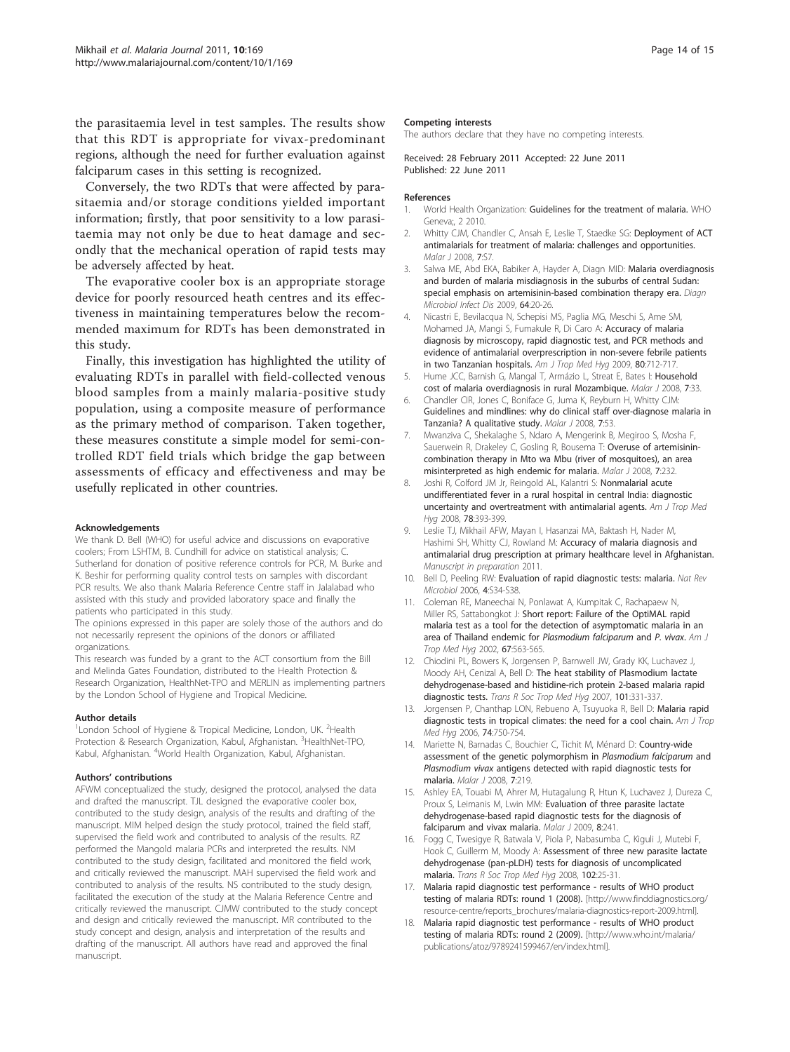the parasitaemia level in test samples. The results show that this RDT is appropriate for vivax-predominant regions, although the need for further evaluation against falciparum cases in this setting is recognized.

Conversely, the two RDTs that were affected by parasitaemia and/or storage conditions yielded important information; firstly, that poor sensitivity to a low parasitaemia may not only be due to heat damage and secondly that the mechanical operation of rapid tests may be adversely affected by heat.

The evaporative cooler box is an appropriate storage device for poorly resourced heath centres and its effectiveness in maintaining temperatures below the recommended maximum for RDTs has been demonstrated in this study.

Finally, this investigation has highlighted the utility of evaluating RDTs in parallel with field-collected venous blood samples from a mainly malaria-positive study population, using a composite measure of performance as the primary method of comparison. Taken together, these measures constitute a simple model for semi-controlled RDT field trials which bridge the gap between assessments of efficacy and effectiveness and may be usefully replicated in other countries.

#### Acknowledgements

We thank D. Bell (WHO) for useful advice and discussions on evaporative coolers; From LSHTM, B. Cundhill for advice on statistical analysis; C. Sutherland for donation of positive reference controls for PCR, M. Burke and K. Beshir for performing quality control tests on samples with discordant PCR results. We also thank Malaria Reference Centre staff in Jalalabad who assisted with this study and provided laboratory space and finally the patients who participated in this study.

The opinions expressed in this paper are solely those of the authors and do not necessarily represent the opinions of the donors or affiliated organizations.

This research was funded by a grant to the ACT consortium from the Bill and Melinda Gates Foundation, distributed to the Health Protection & Research Organization, HealthNet-TPO and MERLIN as implementing partners by the London School of Hygiene and Tropical Medicine.

#### Author details

[1]London School of Hygiene & Tropical Medicine, London, UK. [2]Health Protection & Research Organization, Kabul, Afghanistan. [3]HealthNet-TPO, Kabul, Afghanistan. [4]World Health Organization, Kabul, Afghanistan.

#### Authors' contributions

AFWM conceptualized the study, designed the protocol, analysed the data and drafted the manuscript. TJL designed the evaporative cooler box, contributed to the study design, analysis of the results and drafting of the manuscript. MIM helped design the study protocol, trained the field staff, supervised the field work and contributed to analysis of the results. RZ performed the Mangold malaria PCRs and interpreted the results. NM contributed to the study design, facilitated and monitored the field work, and critically reviewed the manuscript. MAH supervised the field work and contributed to analysis of the results. NS contributed to the study design, facilitated the execution of the study at the Malaria Reference Centre and critically reviewed the manuscript. CJMW contributed to the study concept and design and critically reviewed the manuscript. MR contributed to the study concept and design, analysis and interpretation of the results and drafting of the manuscript. All authors have read and approved the final manuscript.

#### Competing interests

The authors declare that they have no competing interests.

Received: 28 February 2011 Accepted: 22 June 2011
Published: 22 June 2011

#### References

1. World Health Organization: **Guidelines for the treatment of malaria.** WHO Geneva;, 2 2010.
2. Whitty CJM, Chandler C, Ansah E, Leslie T, Staedke SG: **Deployment of ACT antimalarials for treatment of malaria: challenges and opportunities.** *Malar J* 2008, **7**:S7.
3. Salwa ME, Abd EKA, Babiker A, Hayder A, Diagn MID: **Malaria overdiagnosis and burden of malaria misdiagnosis in the suburbs of central Sudan: special emphasis on artemisinin-based combination therapy era.** *Diagn Microbiol Infect Dis* 2009, **64**:20-26.
4. Nicastri E, Bevilacqua N, Schepisi MS, Paglia MG, Meschi S, Ame SM, Mohamed JA, Mangi S, Fumakule R, Di Caro A: **Accuracy of malaria diagnosis by microscopy, rapid diagnostic test, and PCR methods and evidence of antimalarial overprescription in non-severe febrile patients in two Tanzanian hospitals.** *Am J Trop Med Hyg* 2009, **80**:712-717.
5. Hume JCC, Barnish G, Mangal T, Armázio L, Streat E, Bates I: **Household cost of malaria overdiagnosis in rural Mozambique.** *Malar J* 2008, **7**:33.
6. Chandler CIR, Jones C, Boniface G, Juma K, Reyburn H, Whitty CJM: **Guidelines and mindlines: why do clinical staff over-diagnose malaria in Tanzania? A qualitative study.** *Malar J* 2008, **7**:53.
7. Mwanziva C, Shekalaghe S, Ndaro A, Mengerink B, Megiroo S, Mosha F, Sauerwein R, Drakeley C, Gosling R, Bousema T: **Overuse of artemisinin-combination therapy in Mto wa Mbu (river of mosquitoes), an area misinterpreted as high endemic for malaria.** *Malar J* 2008, **7**:232.
8. Joshi R, Colford JM Jr, Reingold AL, Kalantri S: **Nonmalarial acute undifferentiated fever in a rural hospital in central India: diagnostic uncertainty and overtreatment with antimalarial agents.** *Am J Trop Med Hyg* 2008, **78**:393-399.
9. Leslie TJ, Mikhail AFW, Mayan I, Hasanzai MA, Baktash H, Nader M, Hashimi SH, Whitty CJ, Rowland M: **Accuracy of malaria diagnosis and antimalarial drug prescription at primary healthcare level in Afghanistan.** *Manuscript in preparation* 2011.
10. Bell D, Peeling RW: **Evaluation of rapid diagnostic tests: malaria.** *Nat Rev Microbiol* 2006, **4**:S34-S38.
11. Coleman RE, Maneechai N, Ponlawat A, Kumpitak C, Rachapaew N, Miller RS, Sattabongkot J: **Short report: Failure of the OptiMAL rapid malaria test as a tool for the detection of asymptomatic malaria in an area of Thailand endemic for *Plasmodium falciparum* and *P. vivax*.** *Am J Trop Med Hyg* 2002, **67**:563-565.
12. Chiodini PL, Bowers K, Jorgensen P, Barnwell JW, Grady KK, Luchavez J, Moody AH, Cenizal A, Bell D: **The heat stability of Plasmodium lactate dehydrogenase-based and histidine-rich protein 2-based malaria rapid diagnostic tests.** *Trans R Soc Trop Med Hyg* 2007, **101**:331-337.
13. Jorgensen P, Chanthap LON, Rebueno A, Tsuyuoka R, Bell D: **Malaria rapid diagnostic tests in tropical climates: the need for a cool chain.** *Am J Trop Med Hyg* 2006, **74**:750-754.
14. Mariette N, Barnadas C, Bouchier C, Tichit M, Ménard D: **Country-wide assessment of the genetic polymorphism in *Plasmodium falciparum* and *Plasmodium vivax* antigens detected with rapid diagnostic tests for malaria.** *Malar J* 2008, **7**:219.
15. Ashley EA, Touabi M, Ahrer M, Hutagalung R, Htun K, Luchavez J, Dureza C, Proux S, Leimanis M, Lwin MM: **Evaluation of three parasite lactate dehydrogenase-based rapid diagnostic tests for the diagnosis of falciparum and vivax malaria.** *Malar J* 2009, **8**:241.
16. Fogg C, Twesigye R, Batwala V, Piola P, Nabasumba C, Kiguli J, Mutebi F, Hook C, Guillerm M, Moody A: **Assessment of three new parasite lactate dehydrogenase (pan-pLDH) tests for diagnosis of uncomplicated malaria.** *Trans R Soc Trop Med Hyg* 2008, **102**:25-31.
17. **Malaria rapid diagnostic test performance - results of WHO product testing of malaria RDTs: round 1 (2008).** [http://www.finddiagnostics.org/resource-centre/reports_brochures/malaria-diagnostics-report-2009.html].
18. **Malaria rapid diagnostic test performance - results of WHO product testing of malaria RDTs: round 2 (2009).** [http://www.who.int/malaria/publications/atoz/9789241599467/en/index.html].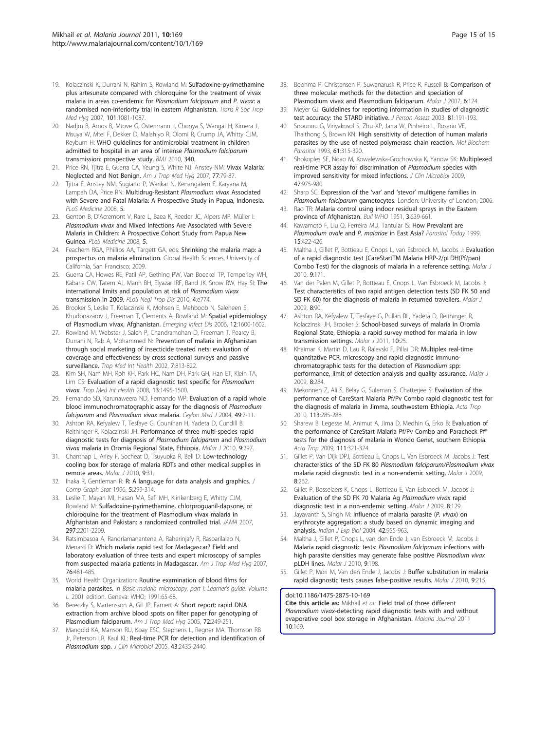19. Kolaczinski K, Durrani N, Rahim S, Rowland M: **Sulfadoxine-pyrimethamine plus artesunate compared with chloroquine for the treatment of vivax malaria in areas co-endemic for *Plasmodium falciparum* and *P. vivax*: a randomised non-inferiority trial in eastern Afghanistan.** *Trans R Soc Trop Med Hyg* 2007, **101**:1081-1087.
20. Nadjm B, Amos B, Mtove G, Ostermann J, Chonya S, Wangai H, Kimera J, Msuya W, Mtei F, Dekker D, Malahiyo R, Olomi R, Crump JA, Whitty CJM, Reyburn H: **WHO guidelines for antimicrobial treatment in children admitted to hospital in an area of intense *Plasmodium falciparum* transmission: prospective study.** *BMJ* 2010, **340**.
21. Price RN, Tjitra E, Guerra CA, Yeung S, White NJ, Anstey NM: **Vivax Malaria: Neglected and Not Benign.** *Am J Trop Med Hyg* 2007, **77**:79-87.
22. Tjitra E, Anstey NM, Sugiarto P, Warikar N, Kenangalem E, Karyana M, Lampah DA, Price RN: **Multidrug-Resistant *Plasmodium vivax* Associated with Severe and Fatal Malaria: A Prospective Study in Papua, Indonesia.** *PLoS Medicine* 2008, **5**.
23. Genton B, D'Acremont V, Rare L, Baea K, Reeder JC, Alpers MP, Müller I: ***Plasmodium vivax* and Mixed Infections Are Associated with Severe Malaria in Children: A Prospective Cohort Study from Papua New Guinea.** *PLoS Medicine* 2008, **5**.
24. Feachem RGA, Phillips AA, Targett GA, eds: **Shrinking the malaria map: a prospectus on malaria elimination.** Global Health Sciences, University of California, San Francisco; 2009.
25. Guerra CA, Howes RE, Patil AP, Gething PW, Van Boeckel TP, Temperley WH, Kabaria CW, Tatem AJ, Manh BH, Elyazar IRF, Baird JK, Snow RW, Hay SI: **The international limits and population at risk of *Plasmodium vivax* transmission in 2009.** *PLoS Negl Trop Dis* 2010, **4**:e774.
26. Brooker S, Leslie T, Kolaczinski K, Mohsen E, Mehboob N, Saleheen S, Khudonazarov J, Freeman T, Clements A, Rowland M: **Spatial epidemiology of Plasmodium vivax, Afghanistan.** *Emerging Infect Dis* 2006, **12**:1600-1602.
27. Rowland M, Webster J, Saleh P, Chandramohan D, Freeman T, Pearcy B, Durrani N, Rab A, Mohammed N: **Prevention of malaria in Afghanistan through social marketing of insecticide treated nets: evaluation of coverage and effectiveness by cross sectional surveys and passive surveillance.** *Trop Med Int Health* 2002, **7**:813-822.
28. Kim SH, Nam MH, Roh KH, Park HC, Nam DH, Park GH, Han ET, Klein TA, Lim CS: **Evaluation of a rapid diagnostic test specific for *Plasmodium vivax*.** *Trop Med Int Health* 2008, **13**:1495-1500.
29. Fernando SD, Karunaweera ND, Fernando WP: **Evaluation of a rapid whole blood immunochromatographic assay for the diagnosis of *Plasmodium falciparum* and *Plasmodium vivax* malaria.** *Ceylon Med J* 2004, **49**:7-11.
30. Ashton RA, Kefyalew T, Tesfaye G, Counihan H, Yadeta D, Cundill B, Reithinger R, Kolaczinski JH: **Performance of three multi-species rapid diagnostic tests for diagnosis of *Plasmodium falciparum* and *Plasmodium vivax* malaria in Oromia Regional State, Ethiopia.** *Malar J* 2010, **9**:297.
31. Chanthap L, Ariey F, Socheat D, Tsuyuoka R, Bell D: **Low-technology cooling box for storage of malaria RDTs and other medical supplies in remote areas.** *Malar J* 2010, **9**:31.
32. Ihaka R, Gentleman R: **R: A language for data analysis and graphics.** *J Comp Graph Stat* 1996, **5**:299-314.
33. Leslie T, Mayan MI, Hasan MA, Safi MH, Klinkenberg E, Whitty CJM, Rowland M: **Sulfadoxine-pyrimethamine, chlorproguanil-dapsone, or chloroquine for the treatment of Plasmodium vivax malaria in Afghanistan and Pakistan: a randomized controlled trial.** *JAMA* 2007, **297**:2201-2209.
34. Ratsimbasoa A, Randriamanantena A, Raherinjafy R, Rasoarilalao N, Menard D: **Which malaria rapid test for Madagascar? Field and laboratory evaluation of three tests and expert microscopy of samples from suspected malaria patients in Madagascar.** *Am J Trop Med Hyg* 2007, **76**:481-485.
35. World Health Organization: **Routine examination of blood films for malaria parasites.** In *Basic malaria microscopy, part I: Learner's guide. Volume I.*. 2001 edition. Geneva: WHO; 1991:65-68.
36. Bereczky S, Martensson A, Gil JP, Farnert A: **Short report: rapid DNA extraction from archive blood spots on filter paper for genotyping of Plasmodium falciparum.** *Am J Trop Med Hyg* 2005, **72**:249-251.
37. Mangold KA, Manson RU, Koay ESC, Stephens L, Regner MA, Thomson RB Jr, Peterson LR, Kaul KL: **Real-time PCR for detection and identification of *Plasmodium* spp.** *J Clin Microbiol* 2005, **43**:2435-2440.
38. Boonma P, Christensen P, Suwanarusk R, Price R, Russell B: **Comparison of three molecular methods for the detection and speciation of Plasmodium vivax and Plasmodium falciparum.** *Malar J* 2007, **6**:124.
39. Meyer GJ: **Guidelines for reporting information in studies of diagnostic test accuracy: the STARD initiative.** *J Person Assess* 2003, **81**:191-193.
40. Snounou G, Viriyakosol S, Zhu XP, Jarra W, Pinheiro L, Rosario VE, Thaithong S, Brown KN: **High sensitivity of detection of human malaria parasites by the use of nested polymerase chain reaction.** *Mol Biochem Parasitol* 1993, **61**:315-320.
41. Shokoples SE, Ndao M, Kowalewska-Grochowska K, Yanow SK: **Multiplexed real-time PCR assay for discrimination of *Plasmodium* species with improved sensitivity for mixed infections.** *J Clin Microbiol* 2009, **47**:975-980.
42. Sharp SC: **Expression of the 'var' and 'stevor' multigene families in *Plasmodium falciparum* gametocytes.** London: University of London; 2006.
43. Rao TR: **Malaria control using indoor residual sprays in the Eastern province of Afghanistan.** *Bull WHO* 1951, **3**:639-661.
44. Kawamoto F, Liu Q, Ferreira MU, Tantular IS: **How Prevalent are *Plasmodium ovale* and *P. malariae* in East Asia?** *Parasitol Today* 1999, **15**:422-426.
45. Maltha J, Gillet P, Bottieau E, Cnops L, van Esbroeck M, Jacobs J: **Evaluation of a rapid diagnostic test (CareStartTM Malaria HRP-2/pLDH(Pf/pan) Combo Test) for the diagnosis of malaria in a reference setting.** *Malar J* 2010, **9**:171.
46. Van der Palen M, Gillet P, Bottieau E, Cnops L, Van Esbroeck M, Jacobs J: **Test characteristics of two rapid antigen detection tests (SD FK 50 and SD FK 60) for the diagnosis of malaria in returned travellers.** *Malar J* 2009, **8**:90.
47. Ashton RA, Kefyalew T, Tesfaye G, Pullan RL, Yadeta D, Reithinger R, Kolaczinski JH, Brooker S: **School-based surveys of malaria in Oromia Regional State, Ethiopia: a rapid survey method for malaria in low transmission settings.** *Malar J* 2011, **10**:25.
48. Khairnar K, Martin D, Lau R, Ralevski F, Pillai DR: **Multiplex real-time quantitative PCR, microscopy and rapid diagnostic immuno-chromatographic tests for the detection of *Plasmodium* spp: performance, limit of detection analysis and quality assurance.** *Malar J* 2009, **8**:284.
49. Mekonnen Z, Ali S, Belay G, Suleman S, Chatterjee S: **Evaluation of the performance of CareStart Malaria Pf/Pv Combo rapid diagnostic test for the diagnosis of malaria in Jimma, southwestern Ethiopia.** *Acta Trop* 2010, **113**:285-288.
50. Sharew B, Legesse M, Animut A, Jima D, Medhin G, Erko B: **Evaluation of the performance of CareStart Malaria Pf/Pv Combo and Paracheck Pf® tests for the diagnosis of malaria in Wondo Genet, southern Ethiopia.** *Acta Trop* 2009, **111**:321-324.
51. Gillet P, Van Dijk DPJ, Bottieau E, Cnops L, Van Esbroeck M, Jacobs J: **Test characteristics of the SD FK 80 *Plasmodium falciparum/Plasmodium vivax* malaria rapid diagnostic test in a non-endemic setting.** *Malar J* 2009, **8**:262.
52. Gillet P, Bosselaers K, Cnops L, Bottieau E, Van Esbroeck M, Jacobs J: **Evaluation of the SD FK 70 Malaria Ag *Plasmodium vivax* rapid diagnostic test in a non-endemic setting.** *Malar J* 2009, **8**:129.
53. Jayavanth S, Singh M: **Influence of malaria parasite (*P. vivax*) on erythrocyte aggregation: a study based on dynamic imaging and analysis.** *Indian J Exp Biol* 2004, **42**:955-963.
54. Maltha J, Gillet P, Cnops L, van den Ende J, van Esbroeck M, Jacobs J: **Malaria rapid diagnostic tests: *Plasmodium falciparum* infections with high parasite densities may generate false positive *Plasmodium vivax* pLDH lines.** *Malar J* 2010, **9**:198.
55. Gillet P, Mori M, Van den Ende J, Jacobs J: **Buffer substitution in malaria rapid diagnostic tests causes false-positive results.** *Malar J* 2010, **9**:215.

doi:10.1186/1475-2875-10-169

**Cite this article as:** Mikhail *et al.*: Field trial of three different *Plasmodium vivax*-detecting rapid diagnostic tests with and without evaporative cool box storage in Afghanistan. *Malaria Journal* 2011 **10**:169.